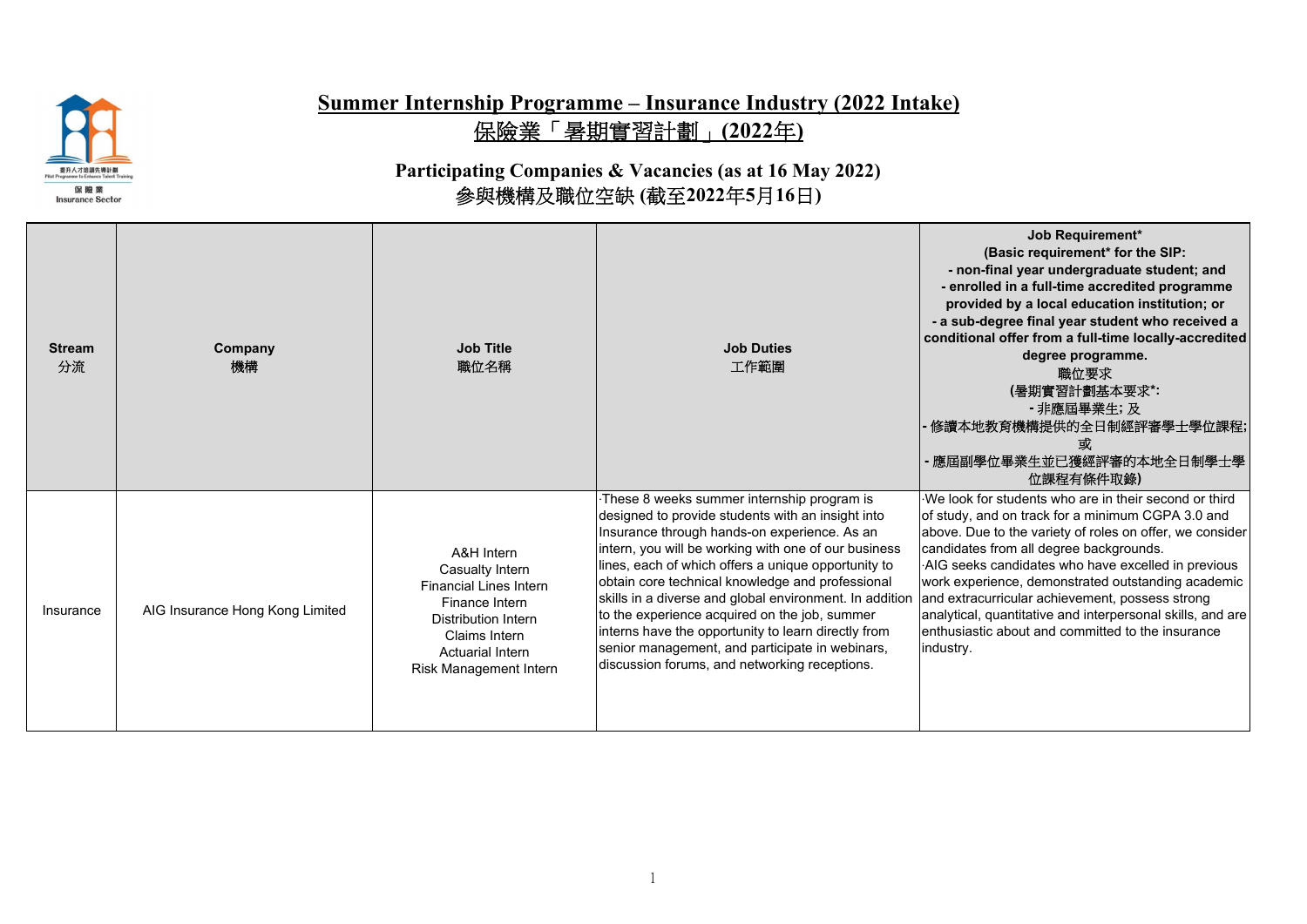# Summary Internship Programme – Insurance Industry (2022 Intake)

# 保險業「暑期實習計劃」(2022年)

## Participating Companies & Vacancies (as at 16 May 2022)

## 參與機構及職位空缺 (截至2022年5月16日)

| Stream 分流 | Company 機構 | Job Title 職位名稱 | Job Duties 工作範圍 | Job Requirement* (Basic requirement* for the SIP: - non-final year undergraduate student; and - enrolled in a full-time accredited programme provided by a local education institution; or - a sub-degree final year student who received a conditional offer from a full-time locally-accredited degree programme. 職位要求 (暑期實習計劃基本要求*: - 非應屆畢業生; 及 - 修讀本地教育機構提供的全日制經評審學士學位課程; 或 - 應屆副學位畢業生並已獲經評審的本地全日制學士學位課程有條件取錄) |
|---|---|---|---|---|
| Insurance | AIG Insurance Hong Kong Limited | A&H Intern<br>Casualty Intern<br>Financial Lines Intern<br>Finance Intern<br>Distribution Intern<br>Claims Intern<br>Actuarial Intern<br>Risk Management Intern | ·These 8 weeks summer internship program is designed to provide students with an insight into Insurance through hands-on experience. As an intern, you will be working with one of our business lines, each of which offers a unique opportunity to obtain core technical knowledge and professional skills in a diverse and global environment. In addition to the experience acquired on the job, summer interns have the opportunity to learn directly from senior management, and participate in webinars, discussion forums, and networking receptions. | ·We look for students who are in their second or third of study, and on track for a minimum CGPA 3.0 and above. Due to the variety of roles on offer, we consider candidates from all degree backgrounds.<br>·AIG seeks candidates who have excelled in previous work experience, demonstrated outstanding academic and extracurricular achievement, possess strong analytical, quantitative and interpersonal skills, and are enthusiastic about and committed to the insurance industry. |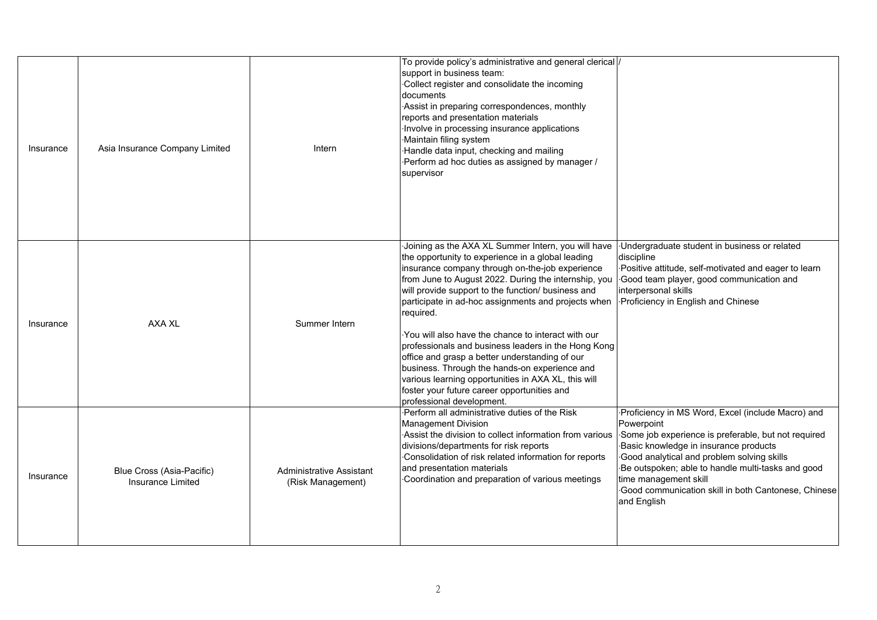| Insurance | Asia Insurance Company Limited | Intern | To provide policy's administrative and general clerical support in business team:<br>·Collect register and consolidate the incoming documents<br>·Assist in preparing correspondences, monthly reports and presentation materials<br>·Involve in processing insurance applications<br>·Maintain filing system<br>·Handle data input, checking and mailing<br>·Perform ad hoc duties as assigned by manager / supervisor | / |
|---|---|---|---|---|
| Insurance | AXA XL | Summer Intern | ·Joining as the AXA XL Summer Intern, you will have the opportunity to experience in a global leading insurance company through on-the-job experience from June to August 2022. During the internship, you will provide support to the function/ business and participate in ad-hoc assignments and projects when required.<br><br>·You will also have the chance to interact with our professionals and business leaders in the Hong Kong office and grasp a better understanding of our business. Through the hands-on experience and various learning opportunities in AXA XL, this will foster your future career opportunities and professional development. | ·Undergraduate student in business or related discipline<br>·Positive attitude, self-motivated and eager to learn<br>·Good team player, good communication and interpersonal skills<br>·Proficiency in English and Chinese |
| Insurance | Blue Cross (Asia-Pacific) Insurance Limited | Administrative Assistant (Risk Management) | ·Perform all administrative duties of the Risk Management Division<br>·Assist the division to collect information from various divisions/departments for risk reports<br>·Consolidation of risk related information for reports and presentation materials<br>·Coordination and preparation of various meetings | ·Proficiency in MS Word, Excel (include Macro) and Powerpoint<br>·Some job experience is preferable, but not required<br>·Basic knowledge in insurance products<br>·Good analytical and problem solving skills<br>·Be outspoken; able to handle multi-tasks and good time management skill<br>·Good communication skill in both Cantonese, Chinese and English |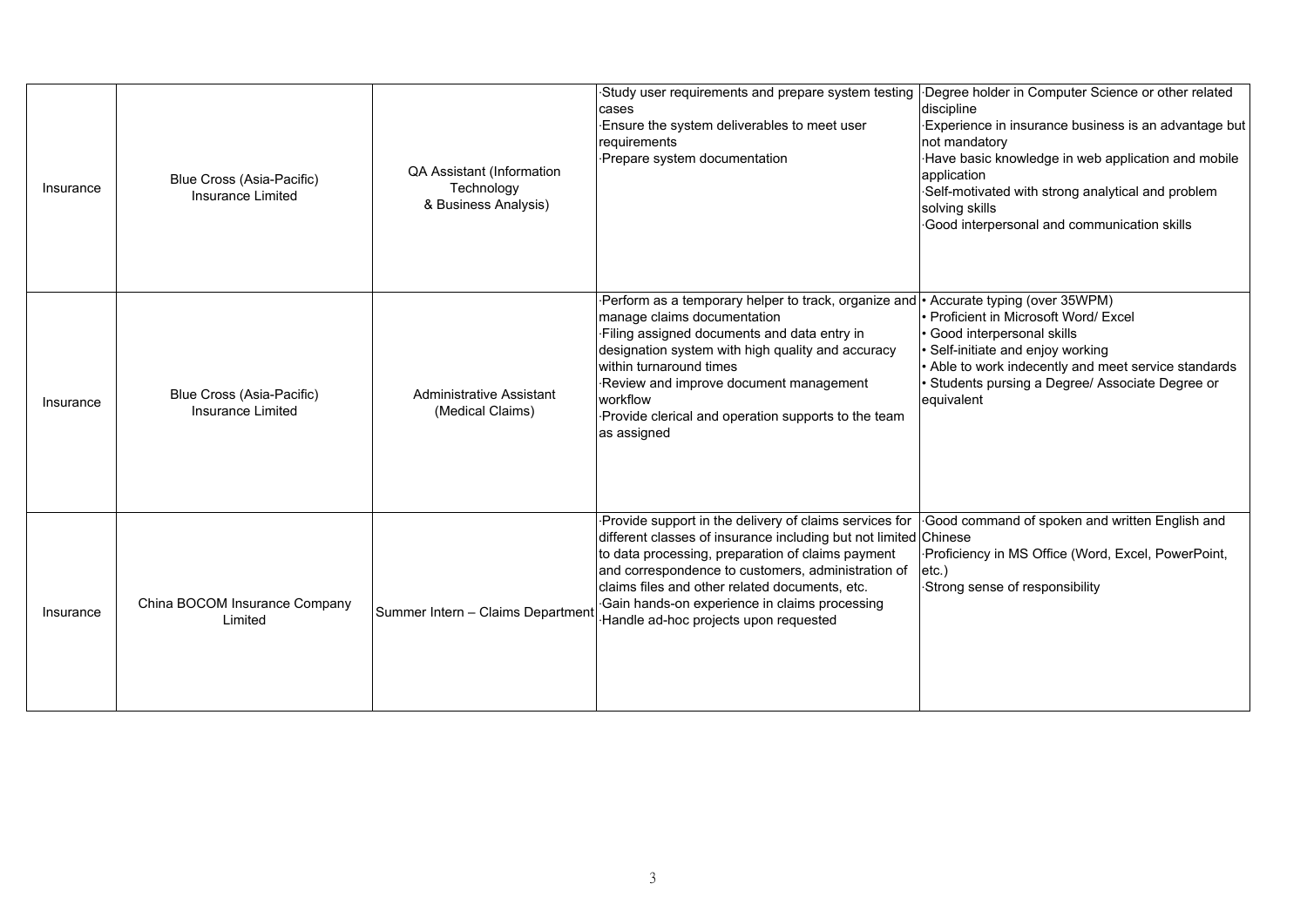| | | | | |
|---|---|---|---|---|
| Insurance | Blue Cross (Asia-Pacific) Insurance Limited | QA Assistant (Information Technology & Business Analysis) | ·Study user requirements and prepare system testing cases<br>·Ensure the system deliverables to meet user requirements<br>·Prepare system documentation | ·Degree holder in Computer Science or other related discipline<br>·Experience in insurance business is an advantage but not mandatory<br>·Have basic knowledge in web application and mobile application<br>·Self-motivated with strong analytical and problem solving skills<br>·Good interpersonal and communication skills |
| Insurance | Blue Cross (Asia-Pacific) Insurance Limited | Administrative Assistant (Medical Claims) | ·Perform as a temporary helper to track, organize and manage claims documentation<br>·Filing assigned documents and data entry in designation system with high quality and accuracy within turnaround times<br>·Review and improve document management workflow<br>·Provide clerical and operation supports to the team as assigned | • Accurate typing (over 35WPM)<br>• Proficient in Microsoft Word/ Excel<br>• Good interpersonal skills<br>• Self-initiate and enjoy working<br>• Able to work indecently and meet service standards<br>• Students pursing a Degree/ Associate Degree or equivalent |
| Insurance | China BOCOM Insurance Company Limited | Summer Intern – Claims Department | ·Provide support in the delivery of claims services for different classes of insurance including but not limited to data processing, preparation of claims payment and correspondence to customers, administration of claims files and other related documents, etc.<br>·Gain hands-on experience in claims processing<br>·Handle ad-hoc projects upon requested | ·Good command of spoken and written English and Chinese<br>·Proficiency in MS Office (Word, Excel, PowerPoint, etc.)<br>·Strong sense of responsibility |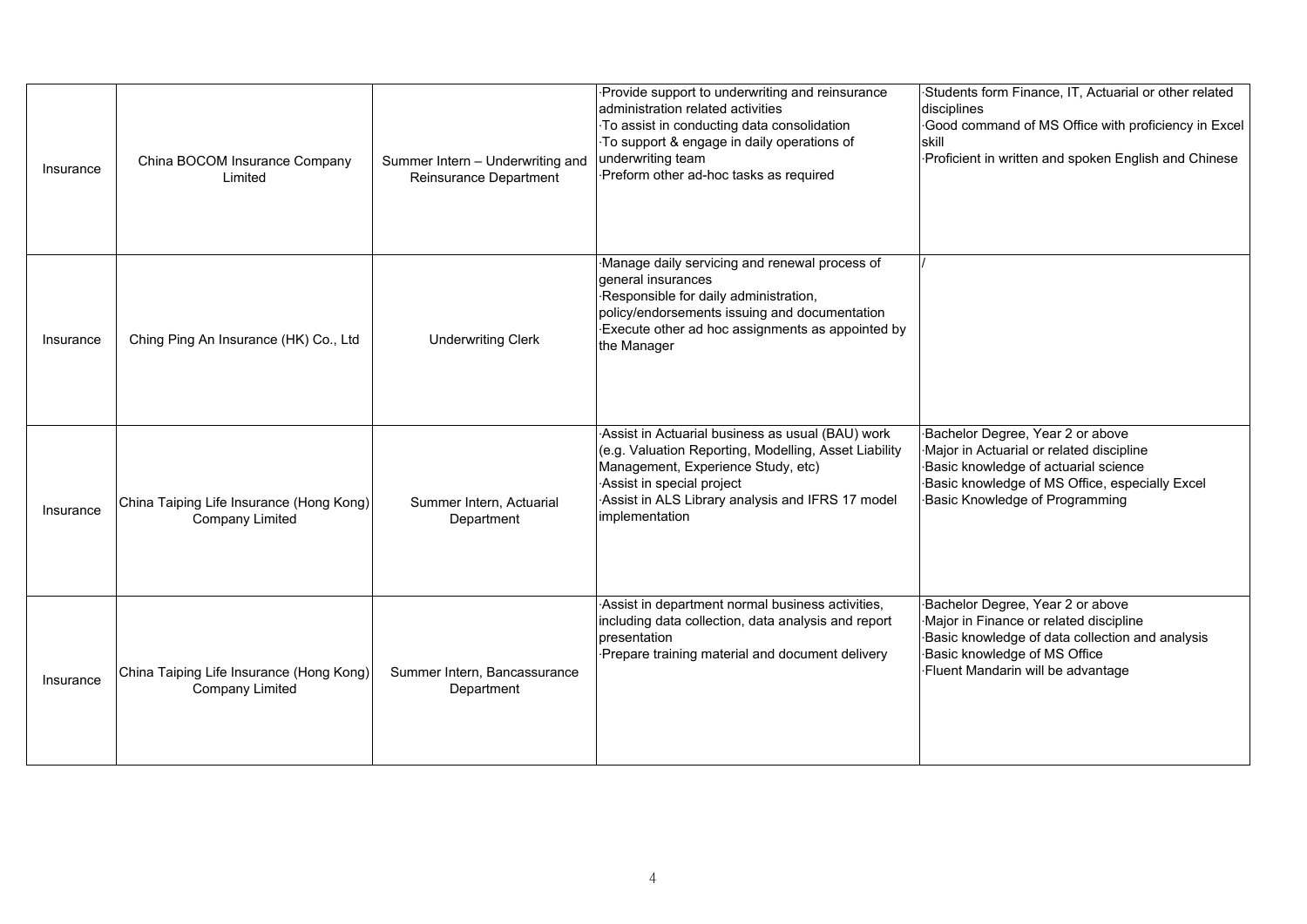| | | | | |
|---|---|---|---|---|
| Insurance | China BOCOM Insurance Company Limited | Summer Intern – Underwriting and Reinsurance Department | ·Provide support to underwriting and reinsurance administration related activities<br>·To assist in conducting data consolidation<br>·To support & engage in daily operations of underwriting team<br>·Preform other ad-hoc tasks as required | ·Students form Finance, IT, Actuarial or other related disciplines<br>·Good command of MS Office with proficiency in Excel skill<br>·Proficient in written and spoken English and Chinese |
| Insurance | Ching Ping An Insurance (HK) Co., Ltd | Underwriting Clerk | ·Manage daily servicing and renewal process of general insurances<br>·Responsible for daily administration, policy/endorsements issuing and documentation<br>·Execute other ad hoc assignments as appointed by the Manager | / |
| Insurance | China Taiping Life Insurance (Hong Kong) Company Limited | Summer Intern, Actuarial Department | ·Assist in Actuarial business as usual (BAU) work (e.g. Valuation Reporting, Modelling, Asset Liability Management, Experience Study, etc)<br>·Assist in special project<br>·Assist in ALS Library analysis and IFRS 17 model implementation | ·Bachelor Degree, Year 2 or above<br>·Major in Actuarial or related discipline<br>·Basic knowledge of actuarial science<br>·Basic knowledge of MS Office, especially Excel<br>·Basic Knowledge of Programming |
| Insurance | China Taiping Life Insurance (Hong Kong) Company Limited | Summer Intern, Bancassurance Department | ·Assist in department normal business activities, including data collection, data analysis and report presentation<br>·Prepare training material and document delivery | ·Bachelor Degree, Year 2 or above<br>·Major in Finance or related discipline<br>·Basic knowledge of data collection and analysis<br>·Basic knowledge of MS Office<br>·Fluent Mandarin will be advantage |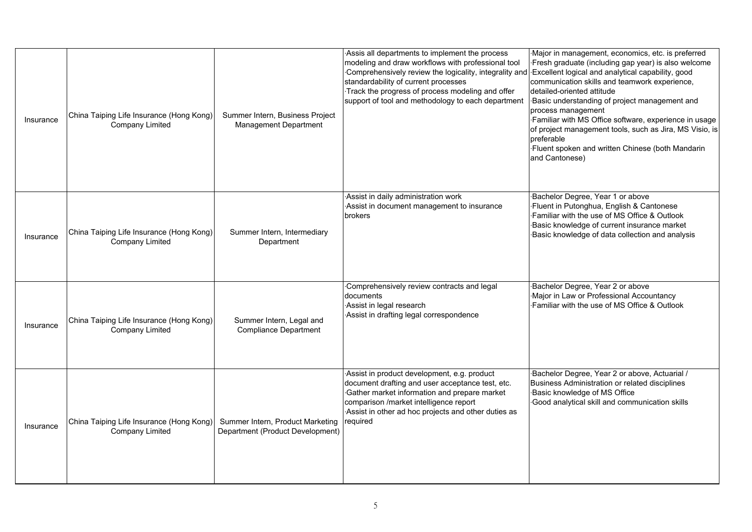| Insurance | China Taiping Life Insurance (Hong Kong) Company Limited | Summer Intern, Business Project Management Department | ·Assis all departments to implement the process modeling and draw workflows with professional tool<br>·Comprehensively review the logicality, integrality and standardability of current processes<br>·Track the progress of process modeling and offer support of tool and methodology to each department | ·Major in management, economics, etc. is preferred<br>·Fresh graduate (including gap year) is also welcome<br>·Excellent logical and analytical capability, good communication skills and teamwork experience, detailed-oriented attitude<br>·Basic understanding of project management and process management<br>·Familiar with MS Office software, experience in usage of project management tools, such as Jira, MS Visio, is preferable<br>·Fluent spoken and written Chinese (both Mandarin and Cantonese) |
|---|---|---|---|---|
| Insurance | China Taiping Life Insurance (Hong Kong) Company Limited | Summer Intern, Intermediary Department | ·Assist in daily administration work<br>·Assist in document management to insurance brokers | ·Bachelor Degree, Year 1 or above<br>·Fluent in Putonghua, English & Cantonese<br>·Familiar with the use of MS Office & Outlook<br>·Basic knowledge of current insurance market<br>·Basic knowledge of data collection and analysis |
| Insurance | China Taiping Life Insurance (Hong Kong) Company Limited | Summer Intern, Legal and Compliance Department | ·Comprehensively review contracts and legal documents<br>·Assist in legal research<br>·Assist in drafting legal correspondence | ·Bachelor Degree, Year 2 or above<br>·Major in Law or Professional Accountancy<br>·Familiar with the use of MS Office & Outlook |
| Insurance | China Taiping Life Insurance (Hong Kong) Company Limited | Summer Intern, Product Marketing Department (Product Development) | ·Assist in product development, e.g. product document drafting and user acceptance test, etc.<br>·Gather market information and prepare market comparison /market intelligence report<br>·Assist in other ad hoc projects and other duties as required | ·Bachelor Degree, Year 2 or above, Actuarial / Business Administration or related disciplines<br>·Basic knowledge of MS Office<br>·Good analytical skill and communication skills |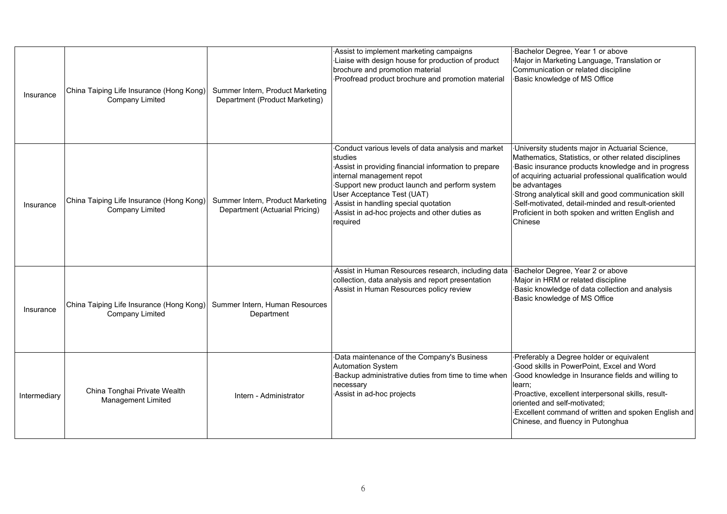| Insurance | China Taiping Life Insurance (Hong Kong) Company Limited | Summer Intern, Product Marketing Department (Product Marketing) | ·Assist to implement marketing campaigns<br>·Liaise with design house for production of product brochure and promotion material<br>·Proofread product brochure and promotion material | ·Bachelor Degree, Year 1 or above<br>·Major in Marketing Language, Translation or Communication or related discipline<br>·Basic knowledge of MS Office |
|---|---|---|---|---|
| Insurance | China Taiping Life Insurance (Hong Kong) Company Limited | Summer Intern, Product Marketing Department (Actuarial Pricing) | ·Conduct various levels of data analysis and market studies<br>·Assist in providing financial information to prepare internal management repot<br>·Support new product launch and perform system User Acceptance Test (UAT)<br>·Assist in handling special quotation<br>·Assist in ad-hoc projects and other duties as required | ·University students major in Actuarial Science, Mathematics, Statistics, or other related disciplines<br>·Basic insurance products knowledge and in progress of acquiring actuarial professional qualification would be advantages<br>·Strong analytical skill and good communication skill<br>·Self-motivated, detail-minded and result-oriented Proficient in both spoken and written English and Chinese |
| Insurance | China Taiping Life Insurance (Hong Kong) Company Limited | Summer Intern, Human Resources Department | ·Assist in Human Resources research, including data collection, data analysis and report presentation<br>·Assist in Human Resources policy review | ·Bachelor Degree, Year 2 or above<br>·Major in HRM or related discipline<br>·Basic knowledge of data collection and analysis<br>·Basic knowledge of MS Office |
| Intermediary | China Tonghai Private Wealth Management Limited | Intern - Administrator | ·Data maintenance of the Company's Business Automation System<br>·Backup administrative duties from time to time when necessary<br>·Assist in ad-hoc projects | ·Preferably a Degree holder or equivalent<br>·Good skills in PowerPoint, Excel and Word<br>·Good knowledge in Insurance fields and willing to learn;<br>·Proactive, excellent interpersonal skills, result-oriented and self-motivated;<br>·Excellent command of written and spoken English and Chinese, and fluency in Putonghua |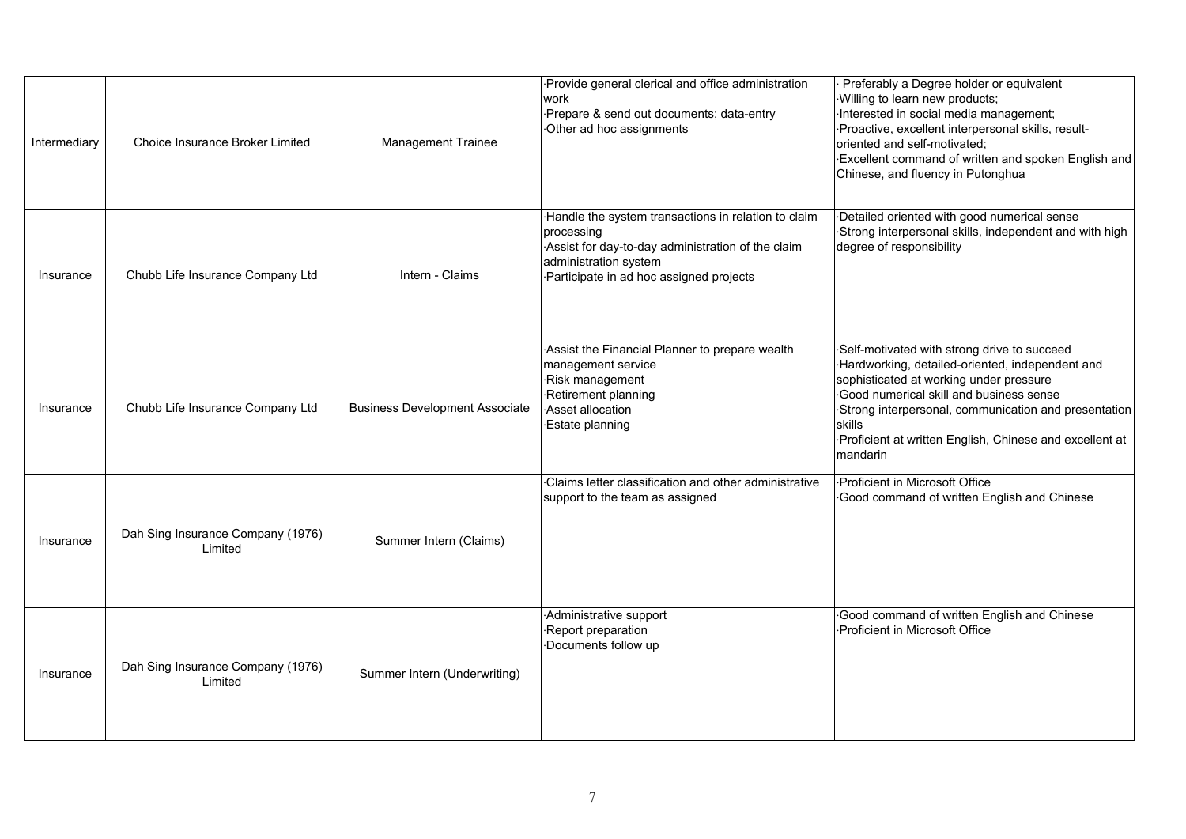| Intermediary | Choice Insurance Broker Limited | Management Trainee | ·Provide general clerical and office administration work<br>·Prepare & send out documents; data-entry<br>·Other ad hoc assignments | · Preferably a Degree holder or equivalent<br>·Willing to learn new products;<br>·Interested in social media management;<br>·Proactive, excellent interpersonal skills, result-oriented and self-motivated;<br>·Excellent command of written and spoken English and Chinese, and fluency in Putonghua |
|---|---|---|---|---|
| Insurance | Chubb Life Insurance Company Ltd | Intern - Claims | ·Handle the system transactions in relation to claim processing<br>·Assist for day-to-day administration of the claim administration system<br>·Participate in ad hoc assigned projects | ·Detailed oriented with good numerical sense<br>·Strong interpersonal skills, independent and with high degree of responsibility |
| Insurance | Chubb Life Insurance Company Ltd | Business Development Associate | ·Assist the Financial Planner to prepare wealth management service<br>·Risk management<br>·Retirement planning<br>·Asset allocation<br>·Estate planning | ·Self-motivated with strong drive to succeed<br>·Hardworking, detailed-oriented, independent and sophisticated at working under pressure<br>·Good numerical skill and business sense<br>·Strong interpersonal, communication and presentation skills<br>·Proficient at written English, Chinese and excellent at mandarin |
| Insurance | Dah Sing Insurance Company (1976) Limited | Summer Intern (Claims) | ·Claims letter classification and other administrative support to the team as assigned | ·Proficient in Microsoft Office<br>·Good command of written English and Chinese |
| Insurance | Dah Sing Insurance Company (1976) Limited | Summer Intern (Underwriting) | ·Administrative support<br>·Report preparation<br>·Documents follow up | ·Good command of written English and Chinese<br>·Proficient in Microsoft Office |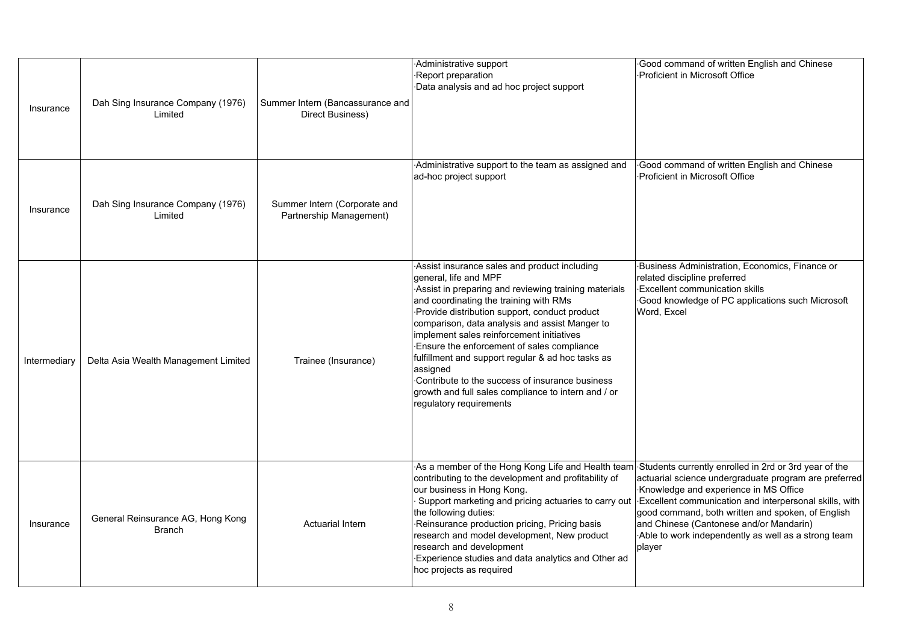| | | | | |
|---|---|---|---|---|
| Insurance | Dah Sing Insurance Company (1976) Limited | Summer Intern (Bancassurance and Direct Business) | ·Administrative support<br>·Report preparation<br>·Data analysis and ad hoc project support | ·Good command of written English and Chinese<br>·Proficient in Microsoft Office |
| Insurance | Dah Sing Insurance Company (1976) Limited | Summer Intern (Corporate and Partnership Management) | ·Administrative support to the team as assigned and ad-hoc project support | ·Good command of written English and Chinese<br>·Proficient in Microsoft Office |
| Intermediary | Delta Asia Wealth Management Limited | Trainee (Insurance) | ·Assist insurance sales and product including general, life and MPF<br>·Assist in preparing and reviewing training materials and coordinating the training with RMs<br>·Provide distribution support, conduct product comparison, data analysis and assist Manger to implement sales reinforcement initiatives<br>·Ensure the enforcement of sales compliance fulfillment and support regular & ad hoc tasks as assigned<br>·Contribute to the success of insurance business growth and full sales compliance to intern and / or regulatory requirements | ·Business Administration, Economics, Finance or related discipline preferred<br>·Excellent communication skills<br>·Good knowledge of PC applications such Microsoft Word, Excel |
| Insurance | General Reinsurance AG, Hong Kong Branch | Actuarial Intern | ·As a member of the Hong Kong Life and Health team contributing to the development and profitability of our business in Hong Kong.<br>· Support marketing and pricing actuaries to carry out the following duties:<br>·Reinsurance production pricing, Pricing basis research and model development, New product research and development<br>·Experience studies and data analytics and Other ad hoc projects as required | ·Students currently enrolled in 2rd or 3rd year of the actuarial science undergraduate program are preferred<br>·Knowledge and experience in MS Office<br>·Excellent communication and interpersonal skills, with good command, both written and spoken, of English and Chinese (Cantonese and/or Mandarin)<br>·Able to work independently as well as a strong team player |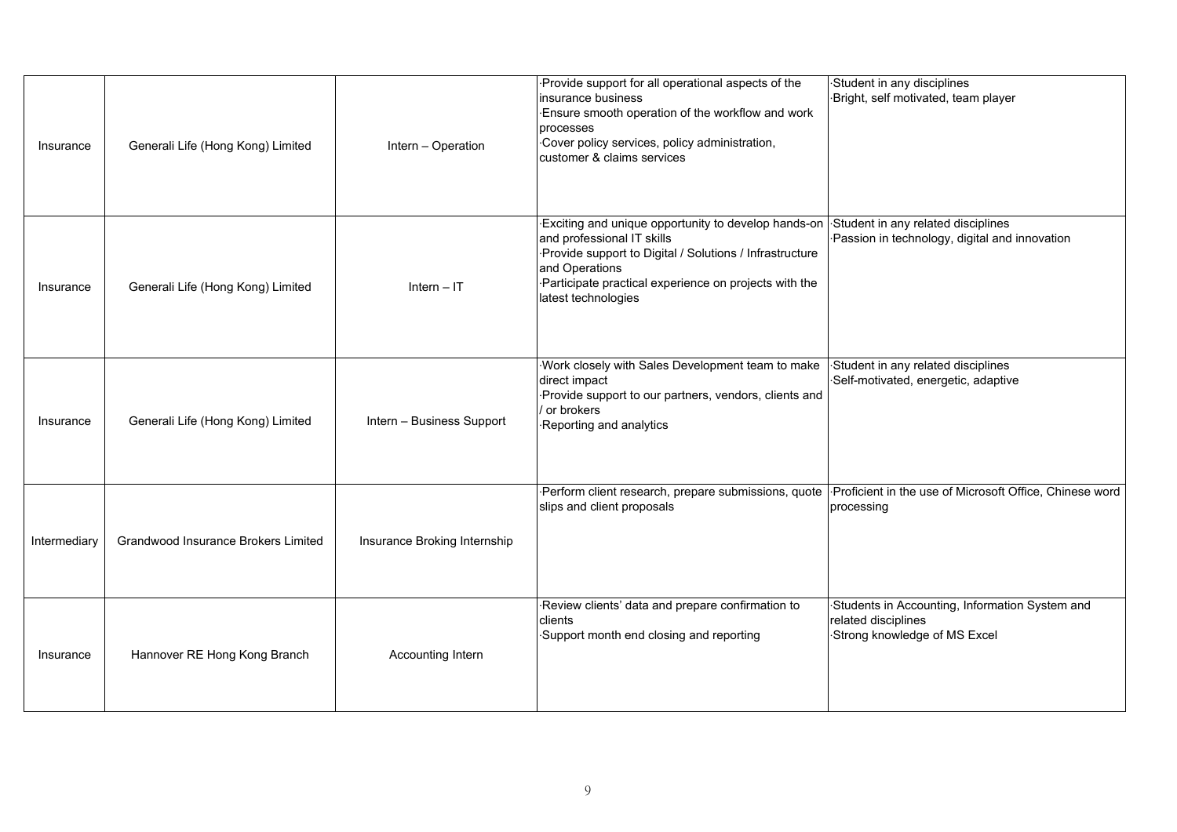| | | | | |
|---|---|---|---|---|
| Insurance | Generali Life (Hong Kong) Limited | Intern – Operation | ·Provide support for all operational aspects of the insurance business<br>·Ensure smooth operation of the workflow and work processes<br>·Cover policy services, policy administration, customer & claims services | ·Student in any disciplines<br>·Bright, self motivated, team player |
| Insurance | Generali Life (Hong Kong) Limited | Intern – IT | ·Exciting and unique opportunity to develop hands-on and professional IT skills<br>·Provide support to Digital / Solutions / Infrastructure and Operations<br>·Participate practical experience on projects with the latest technologies | ·Student in any related disciplines<br>·Passion in technology, digital and innovation |
| Insurance | Generali Life (Hong Kong) Limited | Intern – Business Support | ·Work closely with Sales Development team to make direct impact<br>·Provide support to our partners, vendors, clients and / or brokers<br>·Reporting and analytics | ·Student in any related disciplines<br>·Self-motivated, energetic, adaptive |
| Intermediary | Grandwood Insurance Brokers Limited | Insurance Broking Internship | ·Perform client research, prepare submissions, quote slips and client proposals | ·Proficient in the use of Microsoft Office, Chinese word processing |
| Insurance | Hannover RE Hong Kong Branch | Accounting Intern | ·Review clients' data and prepare confirmation to clients<br>·Support month end closing and reporting | ·Students in Accounting, Information System and related disciplines<br>·Strong knowledge of MS Excel |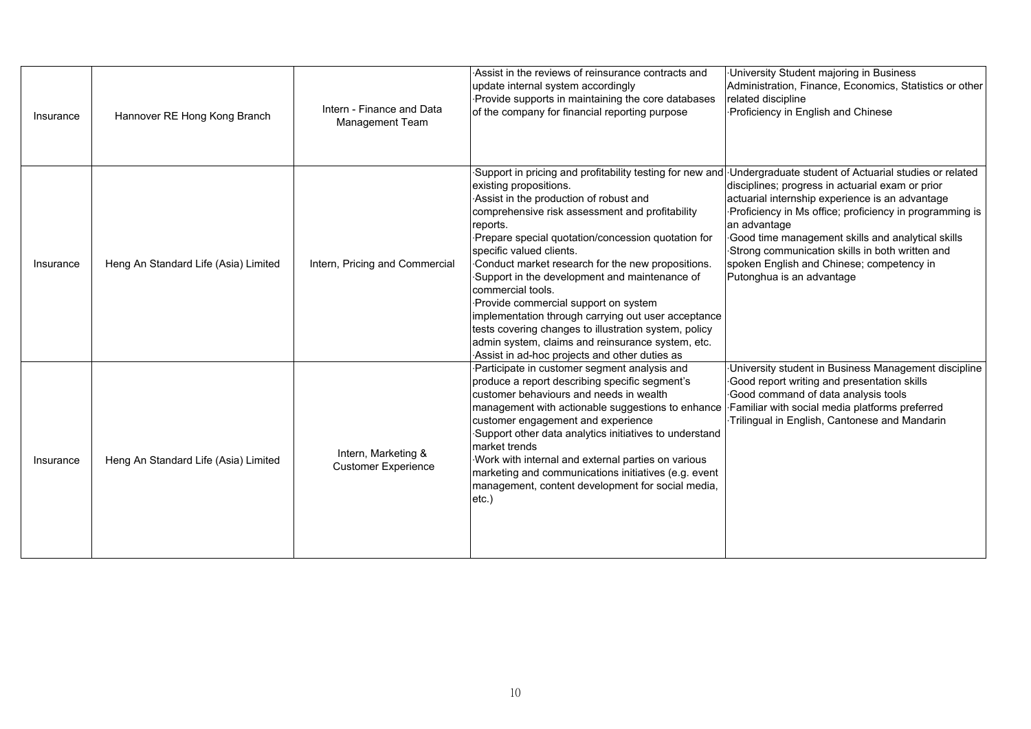| | | | | |
|---|---|---|---|---|
| Insurance | Hannover RE Hong Kong Branch | Intern - Finance and Data Management Team | ·Assist in the reviews of reinsurance contracts and update internal system accordingly<br>·Provide supports in maintaining the core databases of the company for financial reporting purpose | ·University Student majoring in Business Administration, Finance, Economics, Statistics or other related discipline<br>·Proficiency in English and Chinese |
| Insurance | Heng An Standard Life (Asia) Limited | Intern, Pricing and Commercial | ·Support in pricing and profitability testing for new and existing propositions.<br>·Assist in the production of robust and comprehensive risk assessment and profitability reports.<br>·Prepare special quotation/concession quotation for specific valued clients.<br>·Conduct market research for the new propositions.<br>·Support in the development and maintenance of commercial tools.<br>·Provide commercial support on system implementation through carrying out user acceptance tests covering changes to illustration system, policy admin system, claims and reinsurance system, etc.<br>·Assist in ad-hoc projects and other duties as | ·Undergraduate student of Actuarial studies or related disciplines; progress in actuarial exam or prior actuarial internship experience is an advantage<br>·Proficiency in Ms office; proficiency in programming is an advantage<br>·Good time management skills and analytical skills<br>·Strong communication skills in both written and spoken English and Chinese; competency in Putonghua is an advantage |
| Insurance | Heng An Standard Life (Asia) Limited | Intern, Marketing & Customer Experience | ·Participate in customer segment analysis and produce a report describing specific segment's customer behaviours and needs in wealth management with actionable suggestions to enhance customer engagement and experience<br>·Support other data analytics initiatives to understand market trends<br>·Work with internal and external parties on various marketing and communications initiatives (e.g. event management, content development for social media, etc.) | ·University student in Business Management discipline<br>·Good report writing and presentation skills<br>·Good command of data analysis tools<br>·Familiar with social media platforms preferred<br>·Trilingual in English, Cantonese and Mandarin |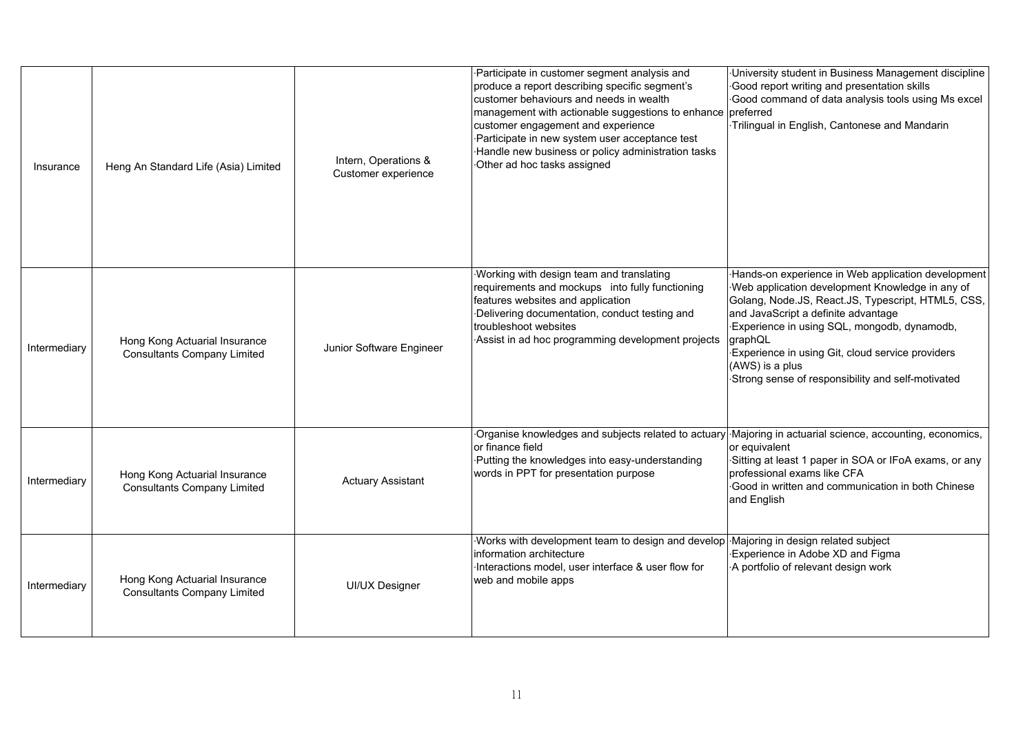| Insurance | Heng An Standard Life (Asia) Limited | Intern, Operations & Customer experience | ·Participate in customer segment analysis and produce a report describing specific segment's customer behaviours and needs in wealth management with actionable suggestions to enhance customer engagement and experience<br>·Participate in new system user acceptance test<br>·Handle new business or policy administration tasks<br>·Other ad hoc tasks assigned | ·University student in Business Management discipline<br>·Good report writing and presentation skills<br>·Good command of data analysis tools using Ms excel preferred<br>·Trilingual in English, Cantonese and Mandarin |
|---|---|---|---|---|
| Intermediary | Hong Kong Actuarial Insurance Consultants Company Limited | Junior Software Engineer | ·Working with design team and translating requirements and mockups into fully functioning features websites and application<br>·Delivering documentation, conduct testing and troubleshoot websites<br>·Assist in ad hoc programming development projects | ·Hands-on experience in Web application development<br>·Web application development Knowledge in any of Golang, Node.JS, React.JS, Typescript, HTML5, CSS, and JavaScript a definite advantage<br>·Experience in using SQL, mongodb, dynamodb, graphQL<br>·Experience in using Git, cloud service providers (AWS) is a plus<br>·Strong sense of responsibility and self-motivated |
| Intermediary | Hong Kong Actuarial Insurance Consultants Company Limited | Actuary Assistant | ·Organise knowledges and subjects related to actuary or finance field<br>·Putting the knowledges into easy-understanding words in PPT for presentation purpose | ·Majoring in actuarial science, accounting, economics, or equivalent<br>·Sitting at least 1 paper in SOA or IFoA exams, or any professional exams like CFA<br>·Good in written and communication in both Chinese and English |
| Intermediary | Hong Kong Actuarial Insurance Consultants Company Limited | UI/UX Designer | ·Works with development team to design and develop information architecture<br>·Interactions model, user interface & user flow for web and mobile apps | ·Majoring in design related subject<br>·Experience in Adobe XD and Figma<br>·A portfolio of relevant design work |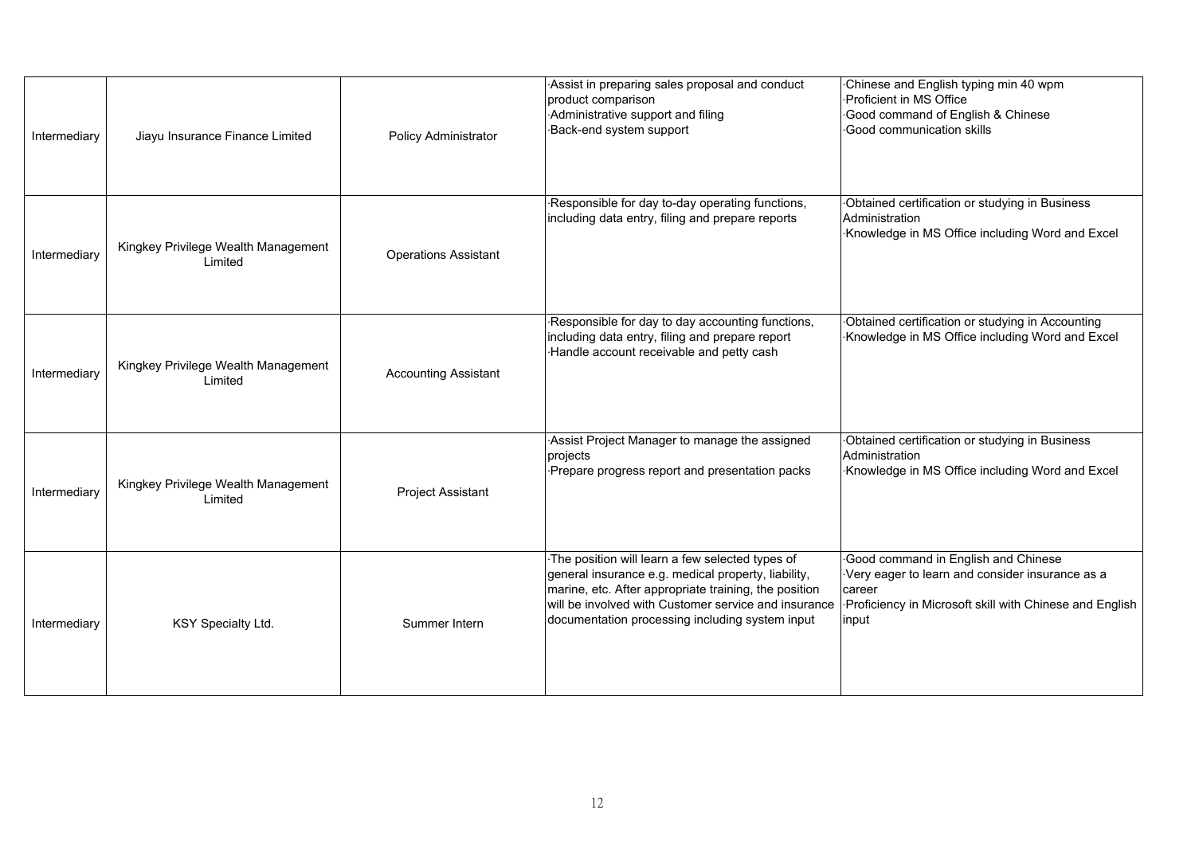| | | | | |
|---|---|---|---|---|
| Intermediary | Jiayu Insurance Finance Limited | Policy Administrator | ·Assist in preparing sales proposal and conduct product comparison<br>·Administrative support and filing<br>·Back-end system support | ·Chinese and English typing min 40 wpm<br>·Proficient in MS Office<br>·Good command of English & Chinese<br>·Good communication skills |
| Intermediary | Kingkey Privilege Wealth Management Limited | Operations Assistant | ·Responsible for day to-day operating functions, including data entry, filing and prepare reports | ·Obtained certification or studying in Business Administration<br>·Knowledge in MS Office including Word and Excel |
| Intermediary | Kingkey Privilege Wealth Management Limited | Accounting Assistant | ·Responsible for day to day accounting functions, including data entry, filing and prepare report<br>·Handle account receivable and petty cash | ·Obtained certification or studying in Accounting<br>·Knowledge in MS Office including Word and Excel |
| Intermediary | Kingkey Privilege Wealth Management Limited | Project Assistant | ·Assist Project Manager to manage the assigned projects<br>·Prepare progress report and presentation packs | ·Obtained certification or studying in Business Administration<br>·Knowledge in MS Office including Word and Excel |
| Intermediary | KSY Specialty Ltd. | Summer Intern | ·The position will learn a few selected types of general insurance e.g. medical property, liability, marine, etc. After appropriate training, the position will be involved with Customer service and insurance documentation processing including system input | ·Good command in English and Chinese<br>·Very eager to learn and consider insurance as a career<br>·Proficiency in Microsoft skill with Chinese and English input |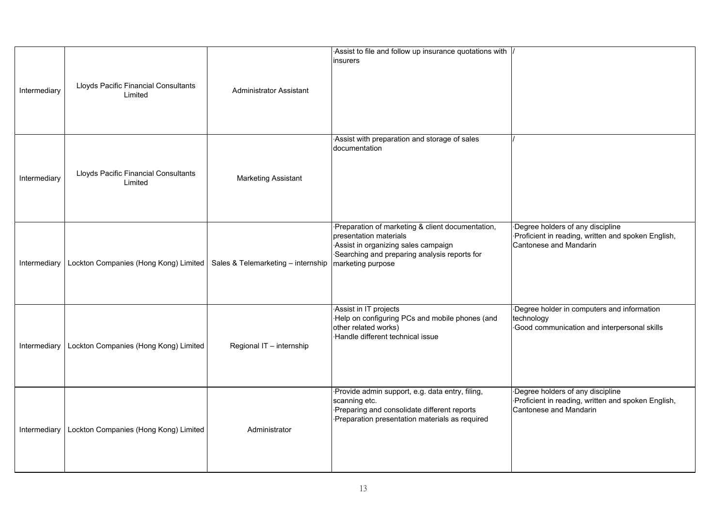| Intermediary | Lloyds Pacific Financial Consultants Limited | Administrator Assistant | ·Assist to file and follow up insurance quotations with insurers | / |
|---|---|---|---|---|
| Intermediary | Lloyds Pacific Financial Consultants Limited | Marketing Assistant | ·Assist with preparation and storage of sales documentation | / |
| Intermediary | Lockton Companies (Hong Kong) Limited | Sales & Telemarketing – internship | ·Preparation of marketing & client documentation, presentation materials<br>·Assist in organizing sales campaign<br>·Searching and preparing analysis reports for marketing purpose | ·Degree holders of any discipline<br>·Proficient in reading, written and spoken English, Cantonese and Mandarin |
| Intermediary | Lockton Companies (Hong Kong) Limited | Regional IT – internship | ·Assist in IT projects<br>·Help on configuring PCs and mobile phones (and other related works)<br>·Handle different technical issue | ·Degree holder in computers and information technology<br>·Good communication and interpersonal skills |
| Intermediary | Lockton Companies (Hong Kong) Limited | Administrator | ·Provide admin support, e.g. data entry, filing, scanning etc.<br>·Preparing and consolidate different reports<br>·Preparation presentation materials as required | ·Degree holders of any discipline<br>·Proficient in reading, written and spoken English, Cantonese and Mandarin |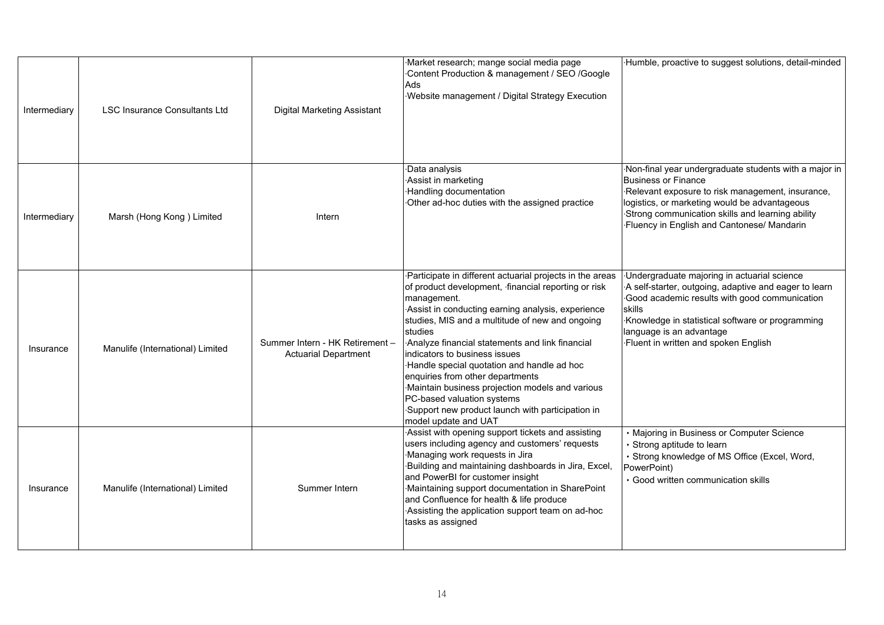| | | | | |
|---|---|---|---|---|
| Intermediary | LSC Insurance Consultants Ltd | Digital Marketing Assistant | ·Market research; mange social media page<br>·Content Production & management / SEO /Google Ads<br>·Website management / Digital Strategy Execution | ·Humble, proactive to suggest solutions, detail-minded |
| Intermediary | Marsh (Hong Kong ) Limited | Intern | ·Data analysis<br>·Assist in marketing<br>·Handling documentation<br>·Other ad-hoc duties with the assigned practice | ·Non-final year undergraduate students with a major in Business or Finance<br>·Relevant exposure to risk management, insurance, logistics, or marketing would be advantageous<br>·Strong communication skills and learning ability<br>·Fluency in English and Cantonese/ Mandarin |
| Insurance | Manulife (International) Limited | Summer Intern - HK Retirement – Actuarial Department | ·Participate in different actuarial projects in the areas of product development, ·financial reporting or risk management.<br>·Assist in conducting earning analysis, experience studies, MIS and a multitude of new and ongoing studies<br>·Analyze financial statements and link financial indicators to business issues<br>·Handle special quotation and handle ad hoc enquiries from other departments<br>·Maintain business projection models and various PC-based valuation systems<br>·Support new product launch with participation in model update and UAT | ·Undergraduate majoring in actuarial science<br>·A self-starter, outgoing, adaptive and eager to learn<br>·Good academic results with good communication skills<br>·Knowledge in statistical software or programming language is an advantage<br>·Fluent in written and spoken English |
| Insurance | Manulife (International) Limited | Summer Intern | ·Assist with opening support tickets and assisting users including agency and customers' requests<br>·Managing work requests in Jira<br>·Building and maintaining dashboards in Jira, Excel, and PowerBI for customer insight<br>·Maintaining support documentation in SharePoint and Confluence for health & life produce<br>·Assisting the application support team on ad-hoc tasks as assigned | • Majoring in Business or Computer Science<br>• Strong aptitude to learn<br>• Strong knowledge of MS Office (Excel, Word, PowerPoint)<br>• Good written communication skills |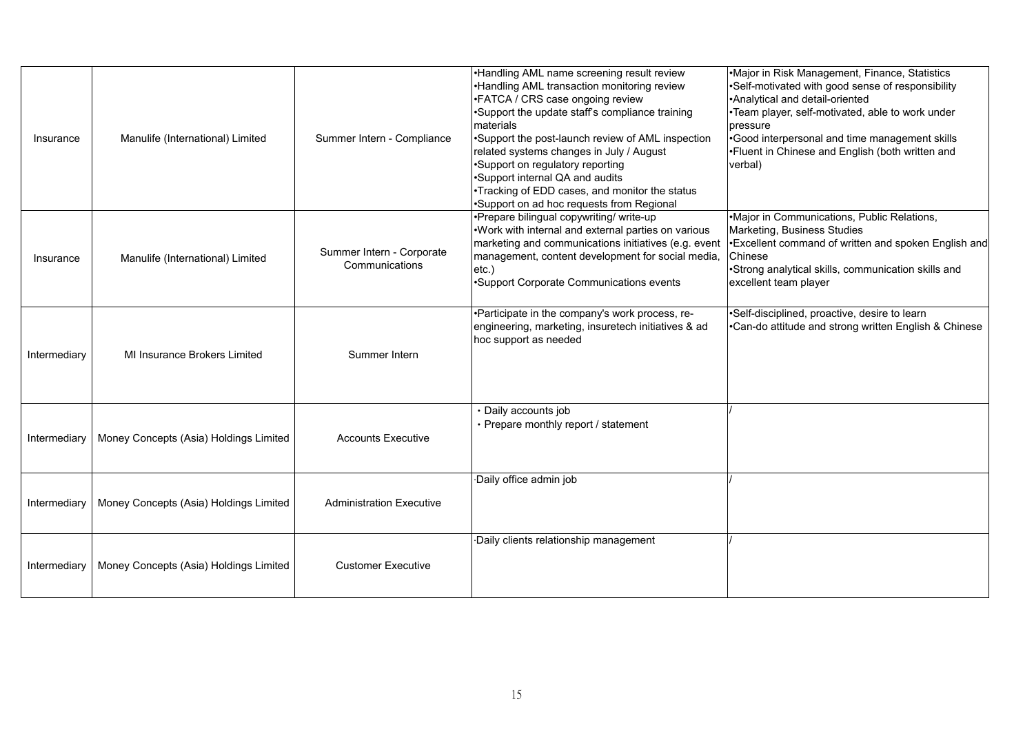| Insurance | Manulife (International) Limited | Summer Intern - Compliance | •Handling AML name screening result review<br>•Handling AML transaction monitoring review<br>•FATCA / CRS case ongoing review<br>•Support the update staff's compliance training materials<br>•Support the post-launch review of AML inspection related systems changes in July / August<br>•Support on regulatory reporting<br>•Support internal QA and audits<br>•Tracking of EDD cases, and monitor the status<br>•Support on ad hoc requests from Regional | •Major in Risk Management, Finance, Statistics<br>•Self-motivated with good sense of responsibility<br>•Analytical and detail-oriented<br>•Team player, self-motivated, able to work under pressure<br>•Good interpersonal and time management skills<br>•Fluent in Chinese and English (both written and verbal) |
|---|---|---|---|---|
| Insurance | Manulife (International) Limited | Summer Intern - Corporate Communications | •Prepare bilingual copywriting/ write-up<br>•Work with internal and external parties on various marketing and communications initiatives (e.g. event management, content development for social media, etc.)<br>•Support Corporate Communications events | •Major in Communications, Public Relations, Marketing, Business Studies<br>•Excellent command of written and spoken English and Chinese<br>•Strong analytical skills, communication skills and excellent team player |
| Intermediary | MI Insurance Brokers Limited | Summer Intern | •Participate in the company's work process, re-engineering, marketing, insuretech initiatives & ad hoc support as needed | •Self-disciplined, proactive, desire to learn<br>•Can-do attitude and strong written English & Chinese |
| Intermediary | Money Concepts (Asia) Holdings Limited | Accounts Executive | • Daily accounts job<br>• Prepare monthly report / statement | / |
| Intermediary | Money Concepts (Asia) Holdings Limited | Administration Executive | ·Daily office admin job | / |
| Intermediary | Money Concepts (Asia) Holdings Limited | Customer Executive | ·Daily clients relationship management | / |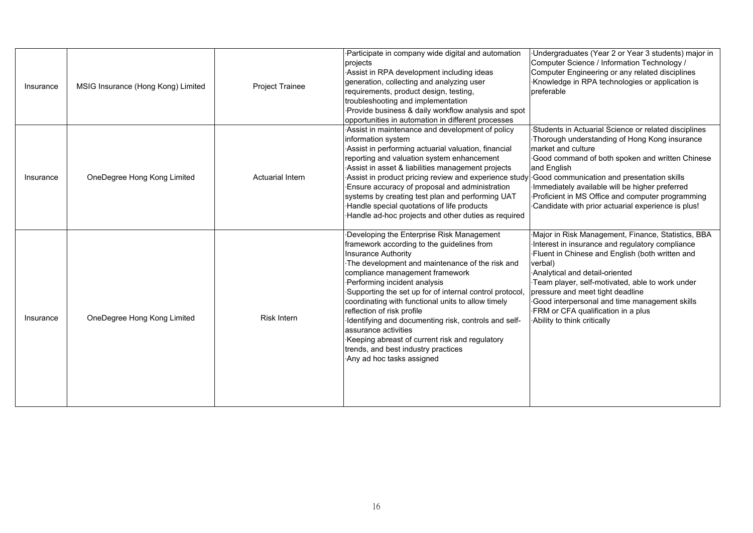| | | | | |
|---|---|---|---|---|
| Insurance | MSIG Insurance (Hong Kong) Limited | Project Trainee | ·Participate in company wide digital and automation projects<br>·Assist in RPA development including ideas generation, collecting and analyzing user requirements, product design, testing, troubleshooting and implementation<br>·Provide business & daily workflow analysis and spot opportunities in automation in different processes | ·Undergraduates (Year 2 or Year 3 students) major in Computer Science / Information Technology / Computer Engineering or any related disciplines<br>·Knowledge in RPA technologies or application is preferable |
| Insurance | OneDegree Hong Kong Limited | Actuarial Intern | ·Assist in maintenance and development of policy information system<br>·Assist in performing actuarial valuation, financial reporting and valuation system enhancement<br>·Assist in asset & liabilities management projects<br>·Assist in product pricing review and experience study<br>·Ensure accuracy of proposal and administration systems by creating test plan and performing UAT<br>·Handle special quotations of life products<br>·Handle ad-hoc projects and other duties as required | ·Students in Actuarial Science or related disciplines<br>·Thorough understanding of Hong Kong insurance market and culture<br>·Good command of both spoken and written Chinese and English<br>·Good communication and presentation skills<br>·Immediately available will be higher preferred<br>·Proficient in MS Office and computer programming<br>·Candidate with prior actuarial experience is plus! |
| Insurance | OneDegree Hong Kong Limited | Risk Intern | ·Developing the Enterprise Risk Management framework according to the guidelines from Insurance Authority<br>·The development and maintenance of the risk and compliance management framework<br>·Performing incident analysis<br>·Supporting the set up for of internal control protocol, coordinating with functional units to allow timely reflection of risk profile<br>·Identifying and documenting risk, controls and self-assurance activities<br>·Keeping abreast of current risk and regulatory trends, and best industry practices<br>·Any ad hoc tasks assigned | ·Major in Risk Management, Finance, Statistics, BBA<br>·Interest in insurance and regulatory compliance<br>·Fluent in Chinese and English (both written and verbal)<br>·Analytical and detail-oriented<br>·Team player, self-motivated, able to work under pressure and meet tight deadline<br>·Good interpersonal and time management skills<br>·FRM or CFA qualification in a plus<br>·Ability to think critically |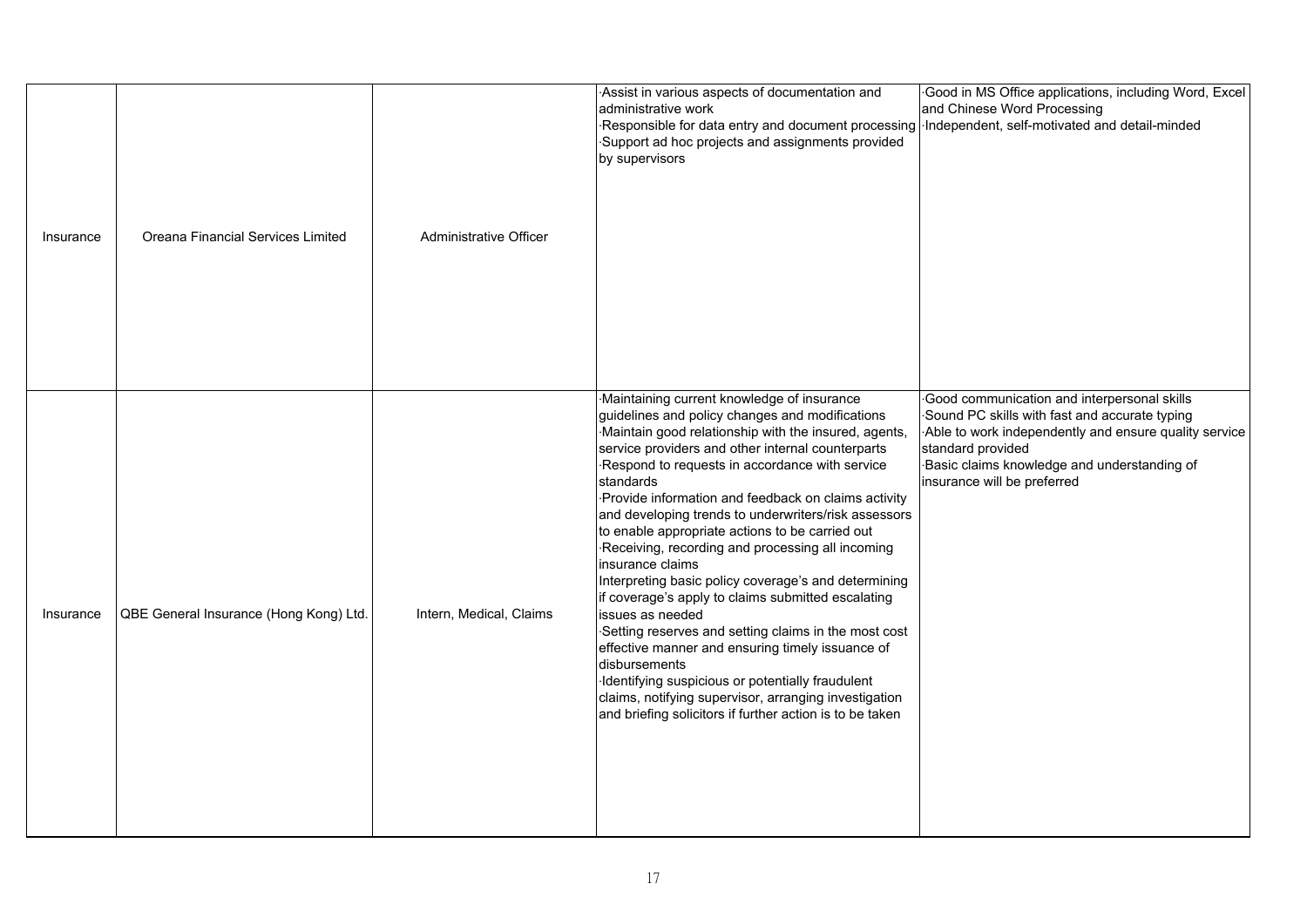| Insurance | Oreana Financial Services Limited | Administrative Officer | ·Assist in various aspects of documentation and administrative work<br>·Responsible for data entry and document processing<br>·Support ad hoc projects and assignments provided by supervisors | ·Good in MS Office applications, including Word, Excel and Chinese Word Processing<br>·Independent, self-motivated and detail-minded |
|---|---|---|---|---|
| Insurance | QBE General Insurance (Hong Kong) Ltd. | Intern, Medical, Claims | ·Maintaining current knowledge of insurance guidelines and policy changes and modifications<br>·Maintain good relationship with the insured, agents, service providers and other internal counterparts<br>·Respond to requests in accordance with service standards<br>·Provide information and feedback on claims activity and developing trends to underwriters/risk assessors to enable appropriate actions to be carried out<br>·Receiving, recording and processing all incoming insurance claims<br>Interpreting basic policy coverage's and determining if coverage's apply to claims submitted escalating issues as needed<br>·Setting reserves and setting claims in the most cost effective manner and ensuring timely issuance of disbursements<br>·Identifying suspicious or potentially fraudulent claims, notifying supervisor, arranging investigation and briefing solicitors if further action is to be taken | ·Good communication and interpersonal skills<br>·Sound PC skills with fast and accurate typing<br>·Able to work independently and ensure quality service standard provided<br>·Basic claims knowledge and understanding of insurance will be preferred |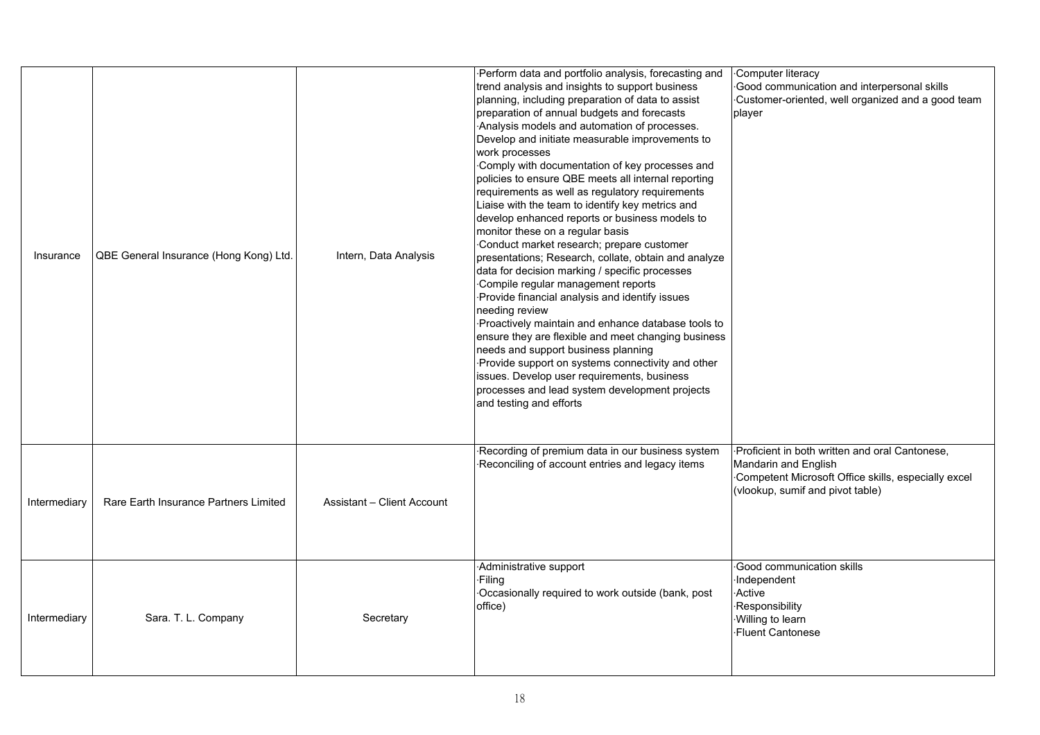| Insurance | QBE General Insurance (Hong Kong) Ltd. | Intern, Data Analysis | ·Perform data and portfolio analysis, forecasting and trend analysis and insights to support business planning, including preparation of data to assist preparation of annual budgets and forecasts<br>·Analysis models and automation of processes. Develop and initiate measurable improvements to work processes<br>·Comply with documentation of key processes and policies to ensure QBE meets all internal reporting requirements as well as regulatory requirements Liaise with the team to identify key metrics and develop enhanced reports or business models to monitor these on a regular basis<br>·Conduct market research; prepare customer presentations; Research, collate, obtain and analyze data for decision marking / specific processes<br>·Compile regular management reports<br>·Provide financial analysis and identify issues needing review<br>·Proactively maintain and enhance database tools to ensure they are flexible and meet changing business needs and support business planning<br>·Provide support on systems connectivity and other issues. Develop user requirements, business processes and lead system development projects and testing and efforts | ·Computer literacy<br>·Good communication and interpersonal skills<br>·Customer-oriented, well organized and a good team player |
|---|---|---|---|---|
| Intermediary | Rare Earth Insurance Partners Limited | Assistant – Client Account | ·Recording of premium data in our business system<br>·Reconciling of account entries and legacy items | ·Proficient in both written and oral Cantonese, Mandarin and English<br>·Competent Microsoft Office skills, especially excel (vlookup, sumif and pivot table) |
| Intermediary | Sara. T. L. Company | Secretary | ·Administrative support<br>·Filing<br>·Occasionally required to work outside (bank, post office) | ·Good communication skills<br>·Independent<br>·Active<br>·Responsibility<br>·Willing to learn<br>·Fluent Cantonese |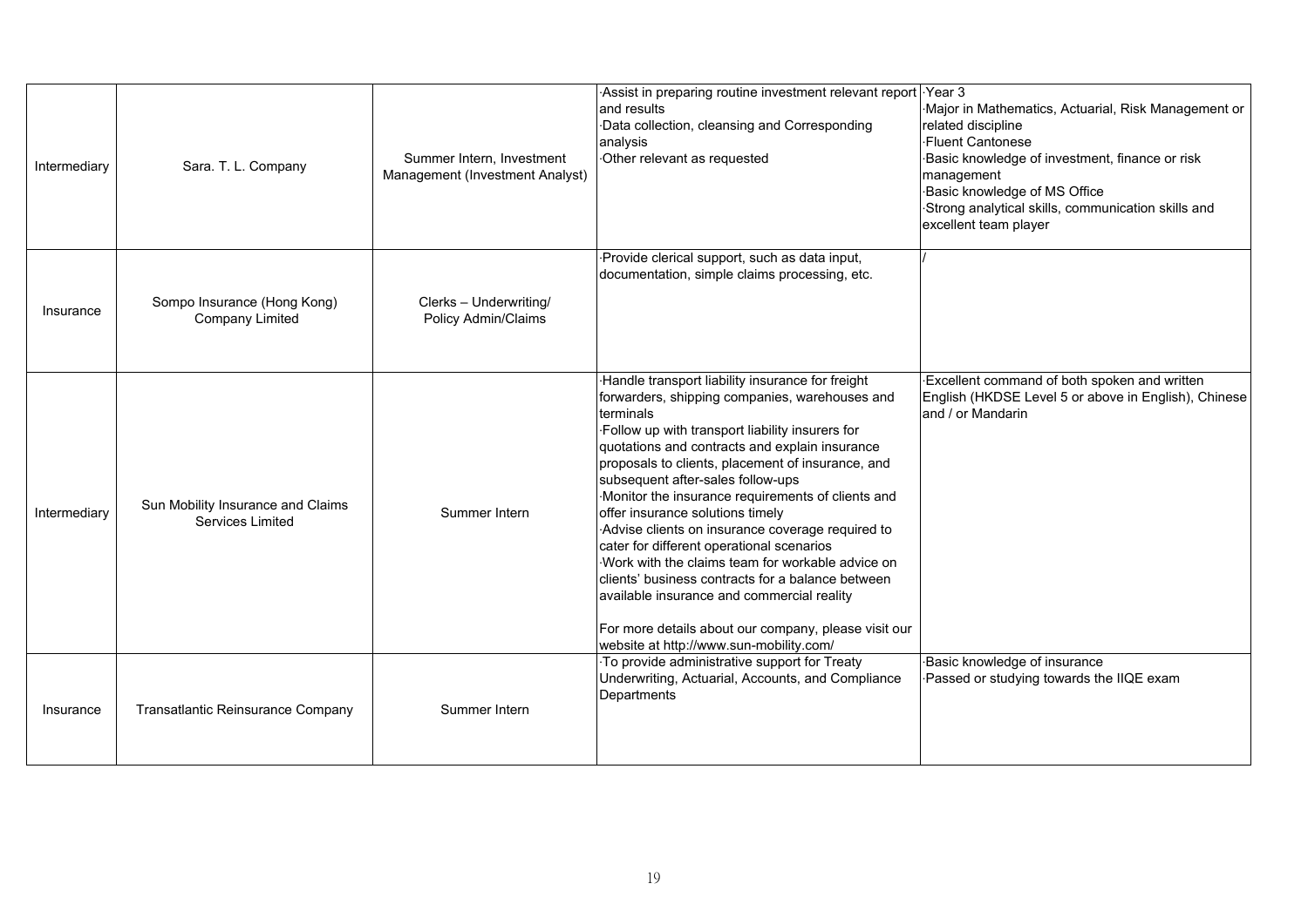| | | | | |
|---|---|---|---|---|
| Intermediary | Sara. T. L. Company | Summer Intern, Investment Management (Investment Analyst) | ·Assist in preparing routine investment relevant report and results<br>·Data collection, cleansing and Corresponding analysis<br>·Other relevant as requested | ·Year 3<br>·Major in Mathematics, Actuarial, Risk Management or related discipline<br>·Fluent Cantonese<br>·Basic knowledge of investment, finance or risk management<br>·Basic knowledge of MS Office<br>·Strong analytical skills, communication skills and excellent team player |
| Insurance | Sompo Insurance (Hong Kong) Company Limited | Clerks – Underwriting/ Policy Admin/Claims | ·Provide clerical support, such as data input, documentation, simple claims processing, etc. | / |
| Intermediary | Sun Mobility Insurance and Claims Services Limited | Summer Intern | ·Handle transport liability insurance for freight forwarders, shipping companies, warehouses and terminals<br>·Follow up with transport liability insurers for quotations and contracts and explain insurance proposals to clients, placement of insurance, and subsequent after-sales follow-ups<br>·Monitor the insurance requirements of clients and offer insurance solutions timely<br>·Advise clients on insurance coverage required to cater for different operational scenarios<br>·Work with the claims team for workable advice on clients' business contracts for a balance between available insurance and commercial reality<br><br>For more details about our company, please visit our website at http://www.sun-mobility.com/ | ·Excellent command of both spoken and written English (HKDSE Level 5 or above in English), Chinese and / or Mandarin |
| Insurance | Transatlantic Reinsurance Company | Summer Intern | ·To provide administrative support for Treaty Underwriting, Actuarial, Accounts, and Compliance Departments | ·Basic knowledge of insurance<br>·Passed or studying towards the IIQE exam |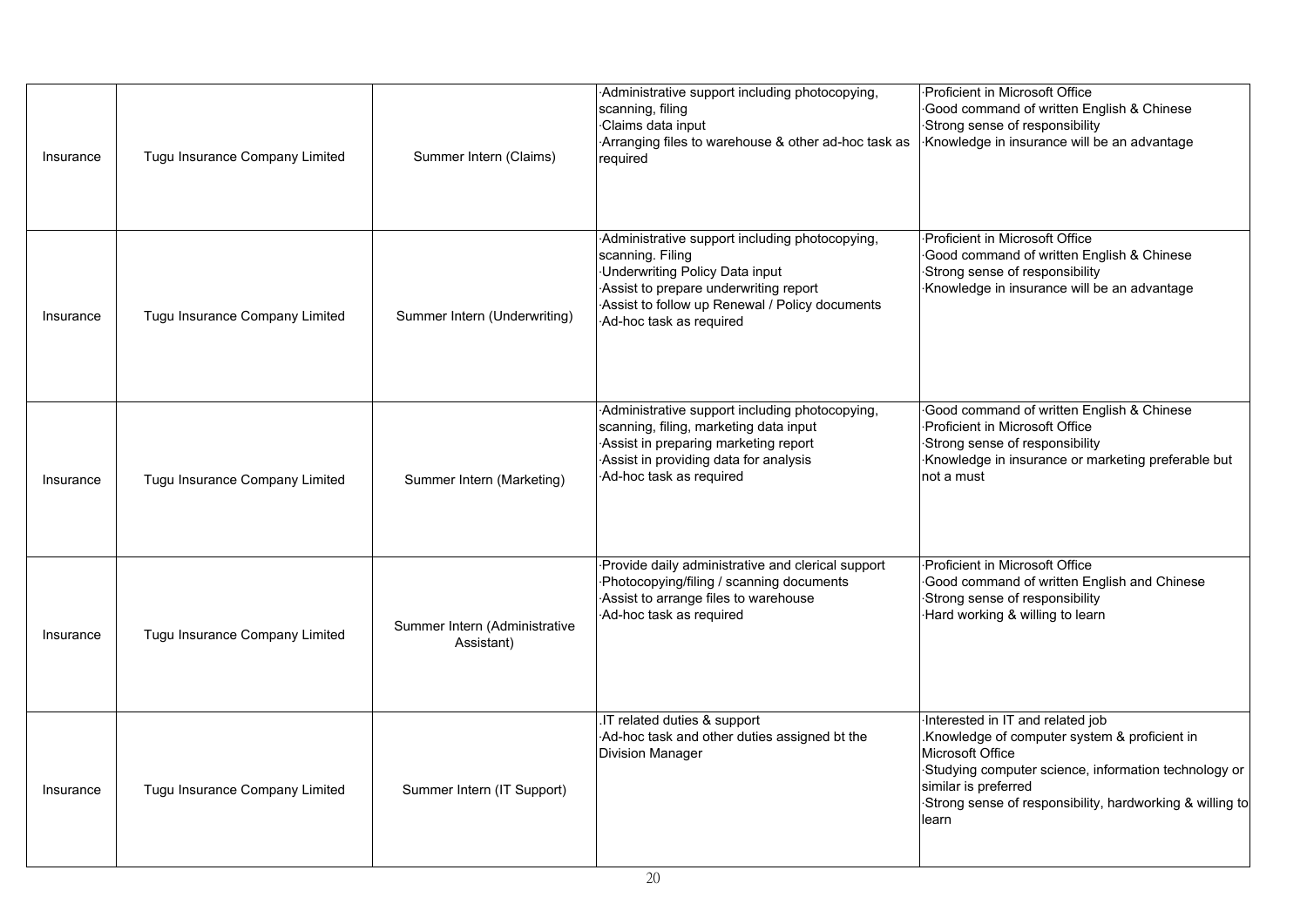| | | | | |
|---|---|---|---|---|
| Insurance | Tugu Insurance Company Limited | Summer Intern (Claims) | ·Administrative support including photocopying, scanning, filing<br>·Claims data input<br>·Arranging files to warehouse & other ad-hoc task as required | ·Proficient in Microsoft Office<br>·Good command of written English & Chinese<br>·Strong sense of responsibility<br>·Knowledge in insurance will be an advantage |
| Insurance | Tugu Insurance Company Limited | Summer Intern (Underwriting) | ·Administrative support including photocopying, scanning. Filing<br>·Underwriting Policy Data input<br>·Assist to prepare underwriting report<br>·Assist to follow up Renewal / Policy documents<br>·Ad-hoc task as required | ·Proficient in Microsoft Office<br>·Good command of written English & Chinese<br>·Strong sense of responsibility<br>·Knowledge in insurance will be an advantage |
| Insurance | Tugu Insurance Company Limited | Summer Intern (Marketing) | ·Administrative support including photocopying, scanning, filing, marketing data input<br>·Assist in preparing marketing report<br>·Assist in providing data for analysis<br>·Ad-hoc task as required | ·Good command of written English & Chinese<br>·Proficient in Microsoft Office<br>·Strong sense of responsibility<br>·Knowledge in insurance or marketing preferable but not a must |
| Insurance | Tugu Insurance Company Limited | Summer Intern (Administrative Assistant) | ·Provide daily administrative and clerical support<br>·Photocopying/filing / scanning documents<br>·Assist to arrange files to warehouse<br>·Ad-hoc task as required | ·Proficient in Microsoft Office<br>·Good command of written English and Chinese<br>·Strong sense of responsibility<br>·Hard working & willing to learn |
| Insurance | Tugu Insurance Company Limited | Summer Intern (IT Support) | .IT related duties & support<br>·Ad-hoc task and other duties assigned bt the Division Manager | ·Interested in IT and related job<br>.Knowledge of computer system & proficient in Microsoft Office<br>·Studying computer science, information technology or similar is preferred<br>·Strong sense of responsibility, hardworking & willing to learn |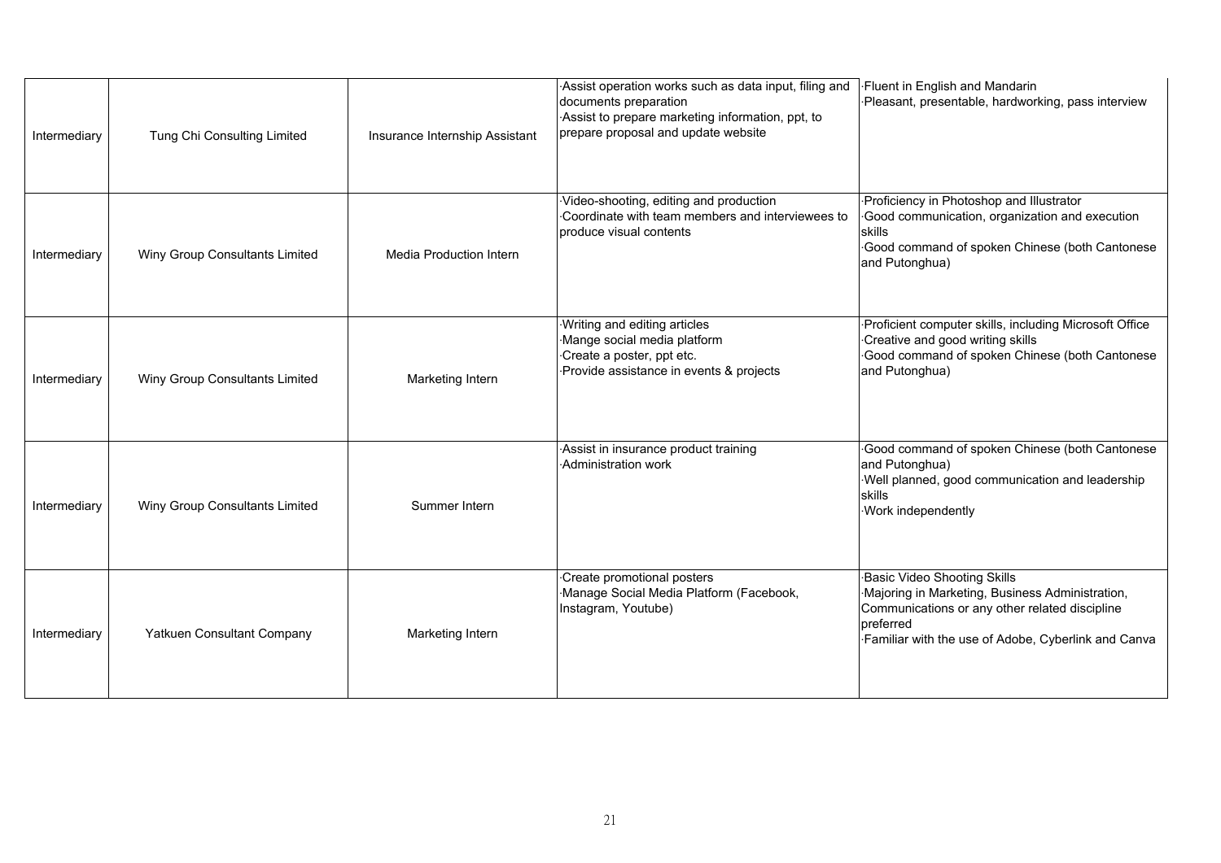| | | | | |
|---|---|---|---|---|
| Intermediary | Tung Chi Consulting Limited | Insurance Internship Assistant | ·Assist operation works such as data input, filing and documents preparation<br>·Assist to prepare marketing information, ppt, to prepare proposal and update website | ·Fluent in English and Mandarin<br>·Pleasant, presentable, hardworking, pass interview |
| Intermediary | Winy Group Consultants Limited | Media Production Intern | ·Video-shooting, editing and production<br>·Coordinate with team members and interviewees to produce visual contents | ·Proficiency in Photoshop and Illustrator<br>·Good communication, organization and execution skills<br>·Good command of spoken Chinese (both Cantonese and Putonghua) |
| Intermediary | Winy Group Consultants Limited | Marketing Intern | ·Writing and editing articles<br>·Mange social media platform<br>·Create a poster, ppt etc.<br>·Provide assistance in events & projects | ·Proficient computer skills, including Microsoft Office<br>·Creative and good writing skills<br>·Good command of spoken Chinese (both Cantonese and Putonghua) |
| Intermediary | Winy Group Consultants Limited | Summer Intern | ·Assist in insurance product training<br>·Administration work | ·Good command of spoken Chinese (both Cantonese and Putonghua)<br>·Well planned, good communication and leadership skills<br>·Work independently |
| Intermediary | Yatkuen Consultant Company | Marketing Intern | ·Create promotional posters<br>·Manage Social Media Platform (Facebook, Instagram, Youtube) | ·Basic Video Shooting Skills<br>·Majoring in Marketing, Business Administration, Communications or any other related discipline preferred<br>·Familiar with the use of Adobe, Cyberlink and Canva |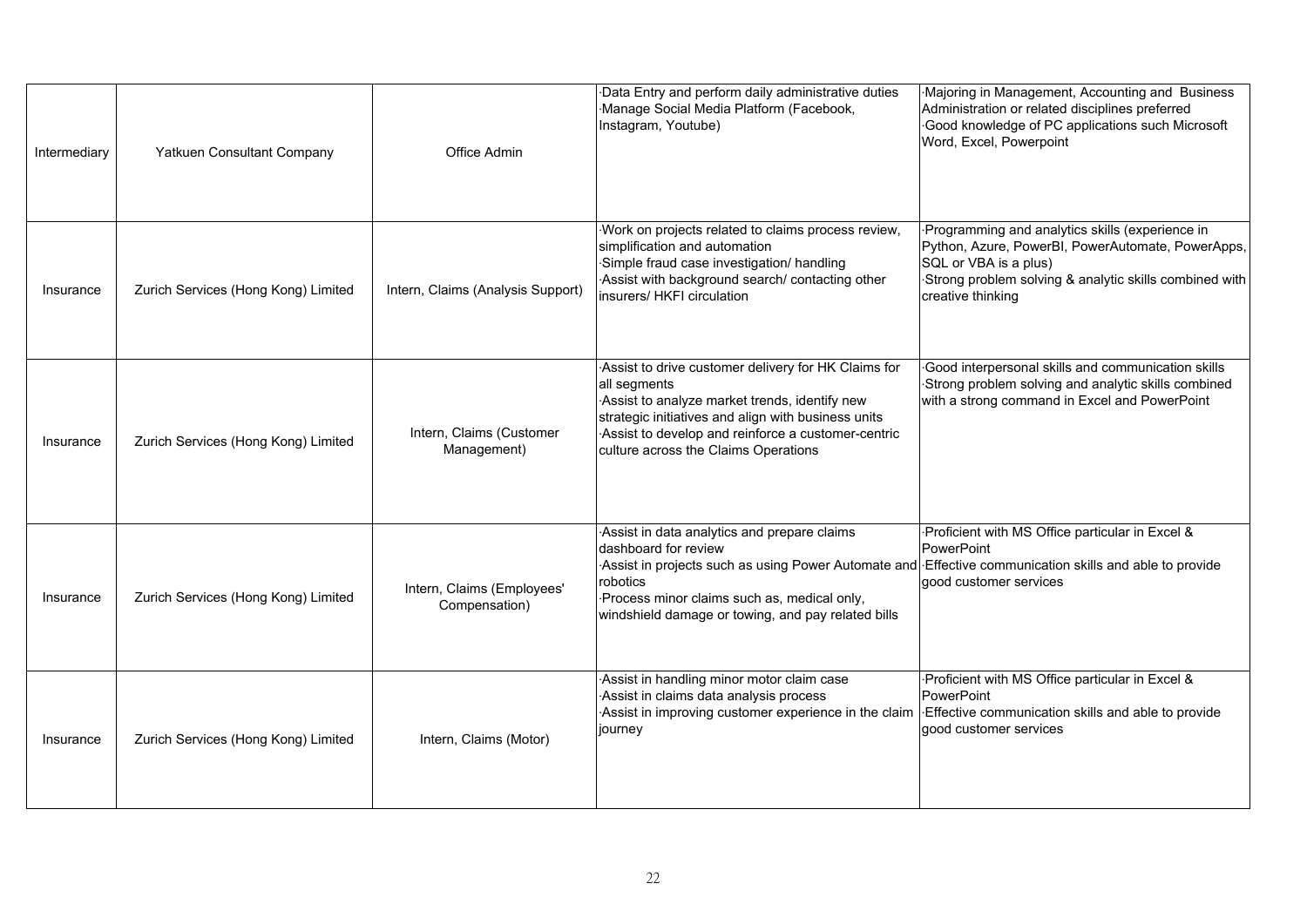| | | | | |
|---|---|---|---|---|
| Intermediary | Yatkuen Consultant Company | Office Admin | ·Data Entry and perform daily administrative duties<br>·Manage Social Media Platform (Facebook, Instagram, Youtube) | ·Majoring in Management, Accounting and Business Administration or related disciplines preferred<br>·Good knowledge of PC applications such Microsoft Word, Excel, Powerpoint |
| Insurance | Zurich Services (Hong Kong) Limited | Intern, Claims (Analysis Support) | ·Work on projects related to claims process review, simplification and automation<br>·Simple fraud case investigation/ handling<br>·Assist with background search/ contacting other insurers/ HKFI circulation | ·Programming and analytics skills (experience in Python, Azure, PowerBI, PowerAutomate, PowerApps, SQL or VBA is a plus)<br>·Strong problem solving & analytic skills combined with creative thinking |
| Insurance | Zurich Services (Hong Kong) Limited | Intern, Claims (Customer Management) | ·Assist to drive customer delivery for HK Claims for all segments<br>·Assist to analyze market trends, identify new strategic initiatives and align with business units<br>·Assist to develop and reinforce a customer-centric culture across the Claims Operations | ·Good interpersonal skills and communication skills<br>·Strong problem solving and analytic skills combined with a strong command in Excel and PowerPoint |
| Insurance | Zurich Services (Hong Kong) Limited | Intern, Claims (Employees' Compensation) | ·Assist in data analytics and prepare claims dashboard for review<br>·Assist in projects such as using Power Automate and robotics<br>·Process minor claims such as, medical only, windshield damage or towing, and pay related bills | ·Proficient with MS Office particular in Excel & PowerPoint<br>·Effective communication skills and able to provide good customer services |
| Insurance | Zurich Services (Hong Kong) Limited | Intern, Claims (Motor) | ·Assist in handling minor motor claim case<br>·Assist in claims data analysis process<br>·Assist in improving customer experience in the claim journey | ·Proficient with MS Office particular in Excel & PowerPoint<br>·Effective communication skills and able to provide good customer services |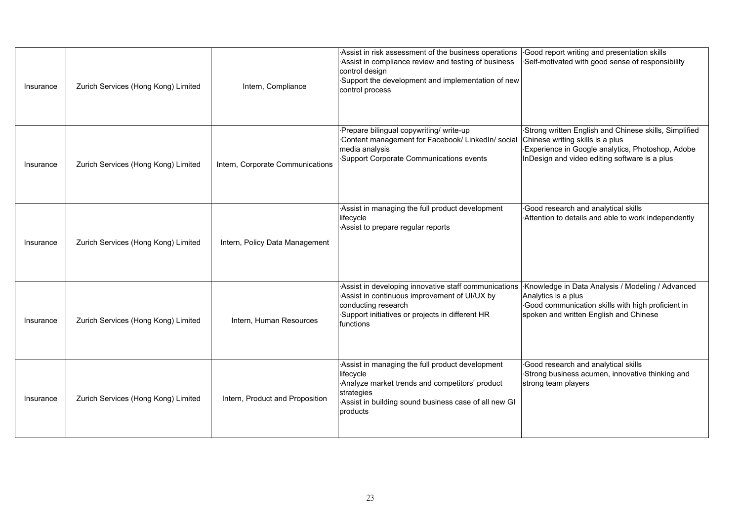| Insurance | Zurich Services (Hong Kong) Limited | Intern, Compliance | ·Assist in risk assessment of the business operations<br>·Assist in compliance review and testing of business control design<br>·Support the development and implementation of new control process | ·Good report writing and presentation skills<br>·Self-motivated with good sense of responsibility |
|---|---|---|---|---|
| Insurance | Zurich Services (Hong Kong) Limited | Intern, Corporate Communications | ·Prepare bilingual copywriting/ write-up<br>·Content management for Facebook/ LinkedIn/ social media analysis<br>·Support Corporate Communications events | ·Strong written English and Chinese skills, Simplified Chinese writing skills is a plus<br>·Experience in Google analytics, Photoshop, Adobe InDesign and video editing software is a plus |
| Insurance | Zurich Services (Hong Kong) Limited | Intern, Policy Data Management | ·Assist in managing the full product development lifecycle<br>·Assist to prepare regular reports | ·Good research and analytical skills<br>·Attention to details and able to work independently |
| Insurance | Zurich Services (Hong Kong) Limited | Intern, Human Resources | ·Assist in developing innovative staff communications<br>·Assist in continuous improvement of UI/UX by conducting research<br>·Support initiatives or projects in different HR functions | ·Knowledge in Data Analysis / Modeling / Advanced Analytics is a plus<br>·Good communication skills with high proficient in spoken and written English and Chinese |
| Insurance | Zurich Services (Hong Kong) Limited | Intern, Product and Proposition | ·Assist in managing the full product development lifecycle<br>·Analyze market trends and competitors' product strategies<br>·Assist in building sound business case of all new GI products | ·Good research and analytical skills<br>·Strong business acumen, innovative thinking and strong team players |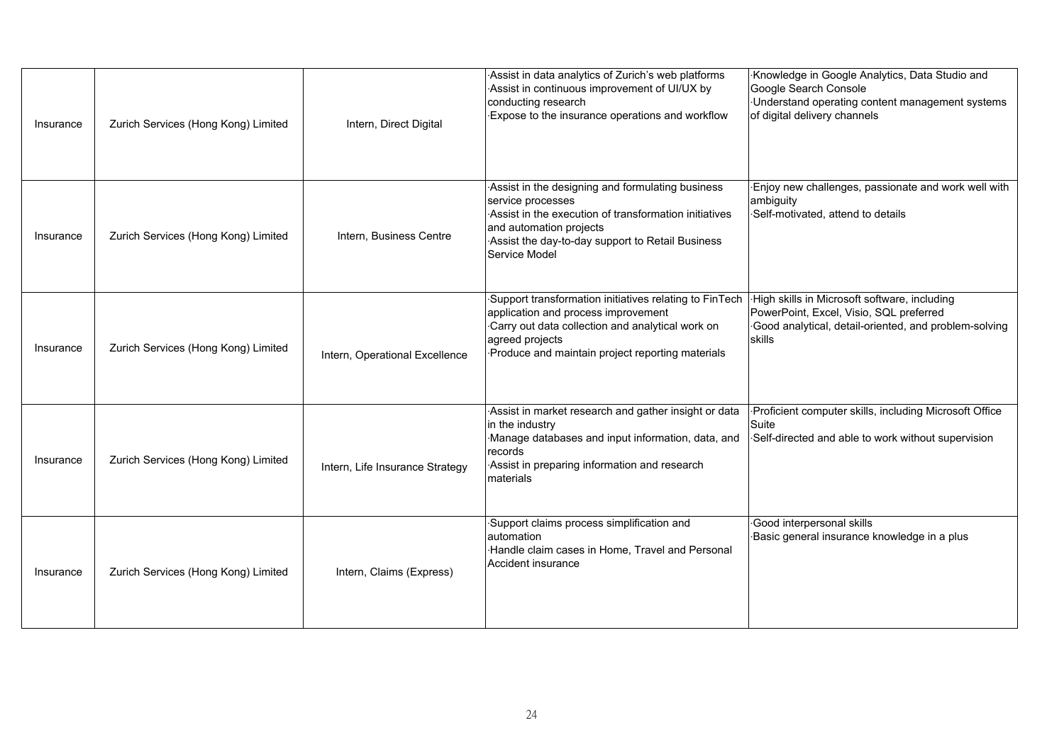| Insurance | Zurich Services (Hong Kong) Limited | Intern, Direct Digital | ·Assist in data analytics of Zurich's web platforms<br>·Assist in continuous improvement of UI/UX by conducting research<br>·Expose to the insurance operations and workflow | ·Knowledge in Google Analytics, Data Studio and Google Search Console<br>·Understand operating content management systems of digital delivery channels |
|---|---|---|---|---|
| Insurance | Zurich Services (Hong Kong) Limited | Intern, Business Centre | ·Assist in the designing and formulating business service processes<br>·Assist in the execution of transformation initiatives and automation projects<br>·Assist the day-to-day support to Retail Business Service Model | ·Enjoy new challenges, passionate and work well with ambiguity<br>·Self-motivated, attend to details |
| Insurance | Zurich Services (Hong Kong) Limited | Intern, Operational Excellence | ·Support transformation initiatives relating to FinTech application and process improvement<br>·Carry out data collection and analytical work on agreed projects<br>·Produce and maintain project reporting materials | ·High skills in Microsoft software, including PowerPoint, Excel, Visio, SQL preferred<br>·Good analytical, detail-oriented, and problem-solving skills |
| Insurance | Zurich Services (Hong Kong) Limited | Intern, Life Insurance Strategy | ·Assist in market research and gather insight or data in the industry<br>·Manage databases and input information, data, and records<br>·Assist in preparing information and research materials | ·Proficient computer skills, including Microsoft Office Suite<br>·Self-directed and able to work without supervision |
| Insurance | Zurich Services (Hong Kong) Limited | Intern, Claims (Express) | ·Support claims process simplification and automation<br>·Handle claim cases in Home, Travel and Personal Accident insurance | ·Good interpersonal skills<br>·Basic general insurance knowledge in a plus |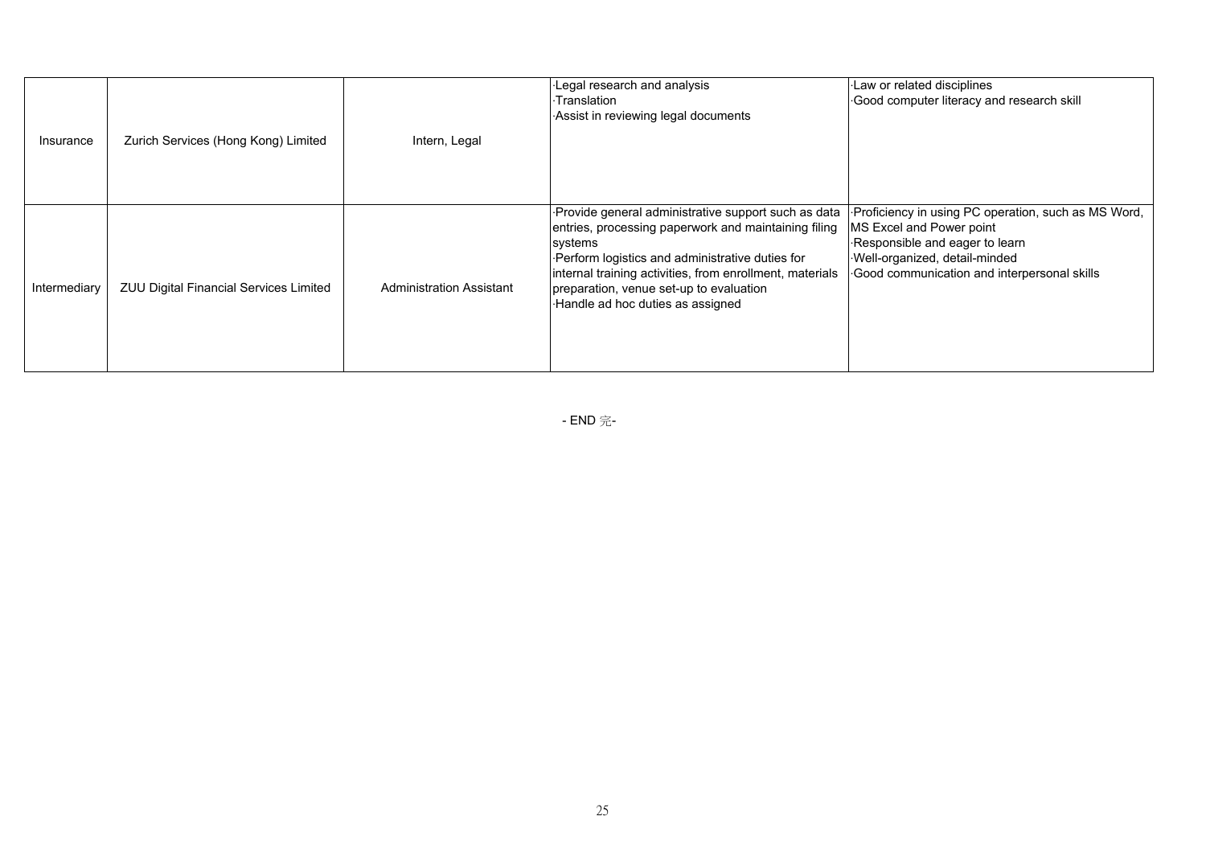| | | | | |
|---|---|---|---|---|
| Insurance | Zurich Services (Hong Kong) Limited | Intern, Legal | ·Legal research and analysis<br>·Translation<br>·Assist in reviewing legal documents | ·Law or related disciplines<br>·Good computer literacy and research skill |
| Intermediary | ZUU Digital Financial Services Limited | Administration Assistant | ·Provide general administrative support such as data entries, processing paperwork and maintaining filing systems<br>·Perform logistics and administrative duties for internal training activities, from enrollment, materials preparation, venue set-up to evaluation<br>·Handle ad hoc duties as assigned | ·Proficiency in using PC operation, such as MS Word, MS Excel and Power point<br>·Responsible and eager to learn<br>·Well-organized, detail-minded<br>·Good communication and interpersonal skills |

- END 完-